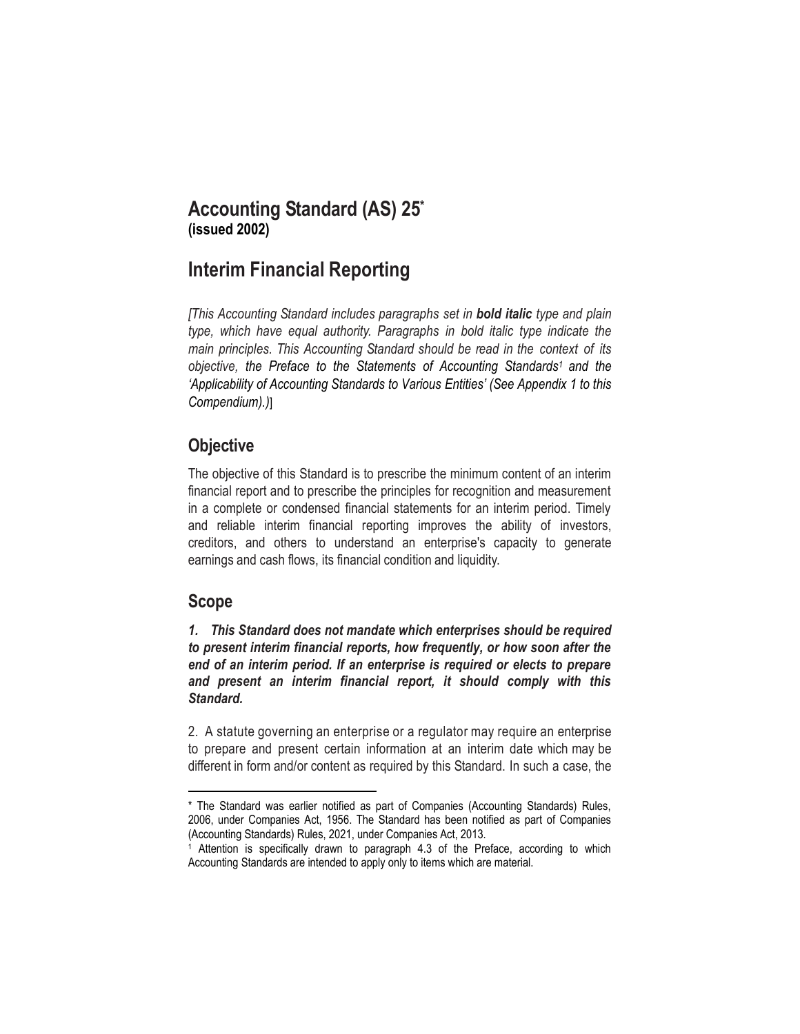# Accounting Standard (AS) 25*
**(issued 2002)**

# Interim Financial Reporting

*[This Accounting Standard includes paragraphs set in **bold italic** type and plain type, which have equal authority. Paragraphs in bold italic type indicate the main principles. This Accounting Standard should be read in the context of its objective, the Preface to the Statements of Accounting Standards[1] and the 'Applicability of Accounting Standards to Various Entities' (See Appendix 1 to this Compendium).)*]

## Objective

The objective of this Standard is to prescribe the minimum content of an interim financial report and to prescribe the principles for recognition and measurement in a complete or condensed financial statements for an interim period. Timely and reliable interim financial reporting improves the ability of investors, creditors, and others to understand an enterprise's capacity to generate earnings and cash flows, its financial condition and liquidity.

## Scope

***1. This Standard does not mandate which enterprises should be required to present interim financial reports, how frequently, or how soon after the end of an interim period. If an enterprise is required or elects to prepare and present an interim financial report, it should comply with this Standard.***

2. A statute governing an enterprise or a regulator may require an enterprise to prepare and present certain information at an interim date which may be different in form and/or content as required by this Standard. In such a case, the

---

\* The Standard was earlier notified as part of Companies (Accounting Standards) Rules, 2006, under Companies Act, 1956. The Standard has been notified as part of Companies (Accounting Standards) Rules, 2021, under Companies Act, 2013.

[1] Attention is specifically drawn to paragraph 4.3 of the Preface, according to which Accounting Standards are intended to apply only to items which are material.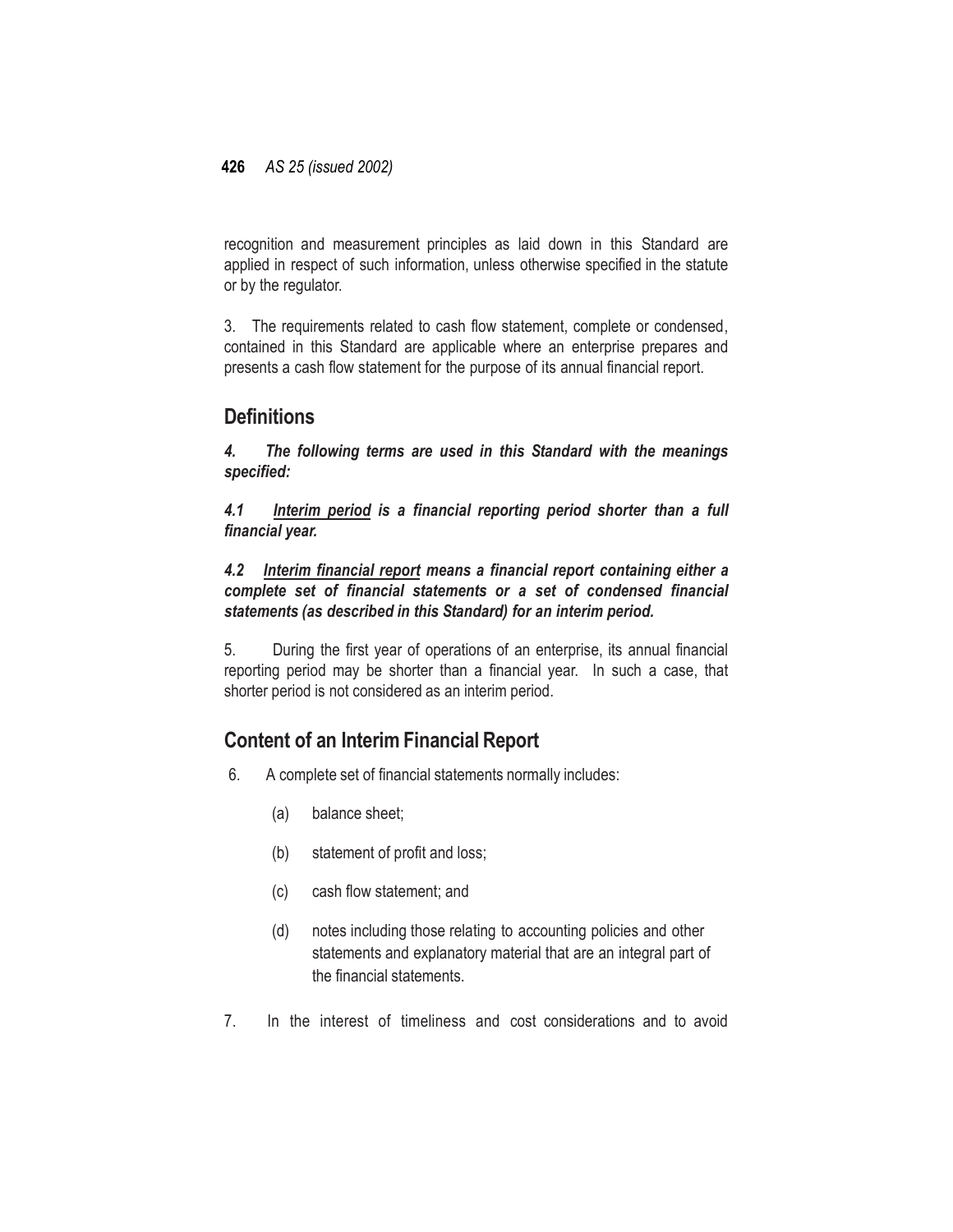recognition and measurement principles as laid down in this Standard are applied in respect of such information, unless otherwise specified in the statute or by the regulator.

3. The requirements related to cash flow statement, complete or condensed, contained in this Standard are applicable where an enterprise prepares and presents a cash flow statement for the purpose of its annual financial report.

## Definitions

***4. The following terms are used in this Standard with the meanings specified:***

***4.1 <u>Interim period</u> is a financial reporting period shorter than a full financial year.***

***4.2 <u>Interim financial report</u> means a financial report containing either a complete set of financial statements or a set of condensed financial statements (as described in this Standard) for an interim period.***

5. During the first year of operations of an enterprise, its annual financial reporting period may be shorter than a financial year. In such a case, that shorter period is not considered as an interim period.

## Content of an Interim Financial Report

6. A complete set of financial statements normally includes:

   (a) balance sheet;

   (b) statement of profit and loss;

   (c) cash flow statement; and

   (d) notes including those relating to accounting policies and other statements and explanatory material that are an integral part of the financial statements.

7. In the interest of timeliness and cost considerations and to avoid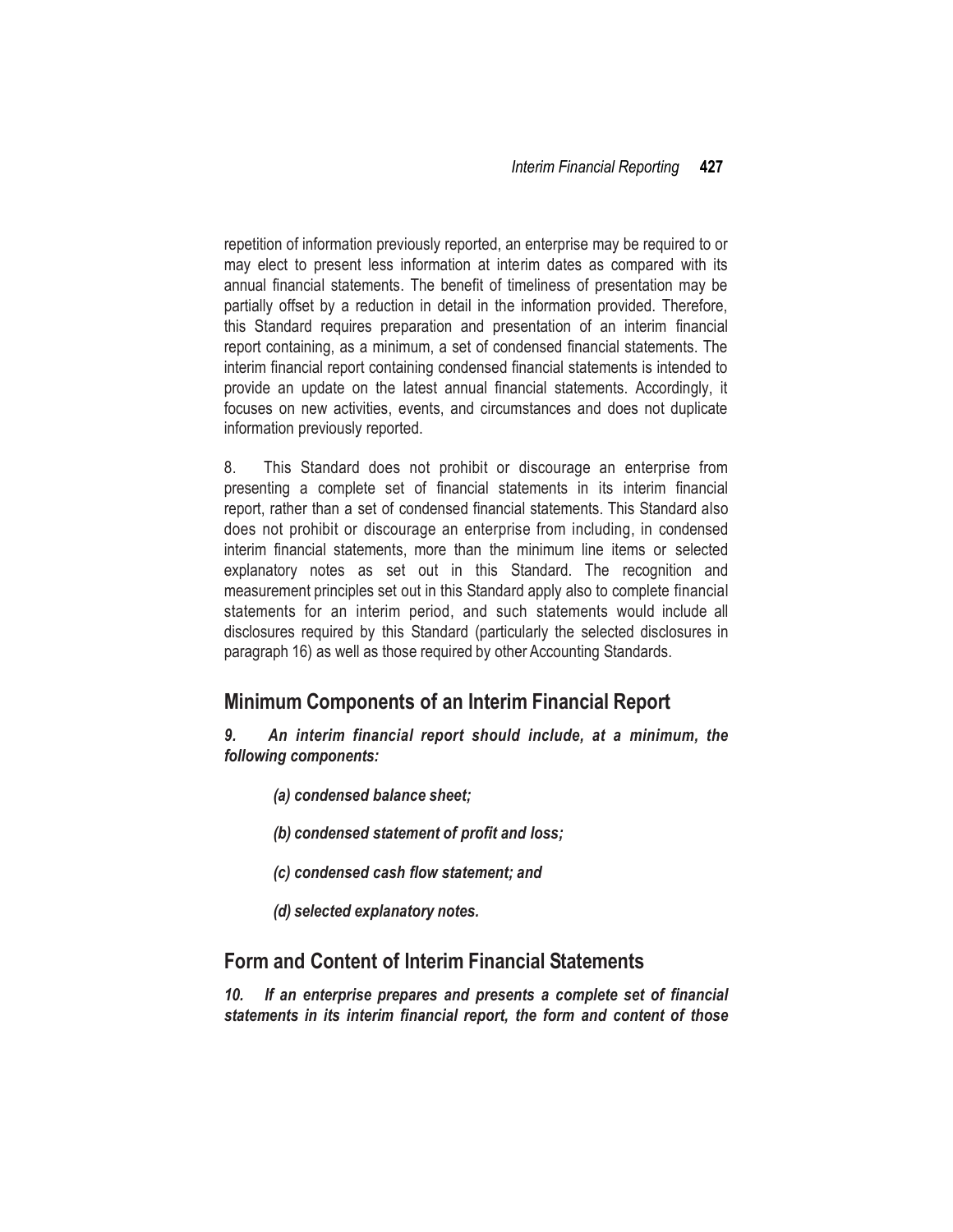repetition of information previously reported, an enterprise may be required to or may elect to present less information at interim dates as compared with its annual financial statements. The benefit of timeliness of presentation may be partially offset by a reduction in detail in the information provided. Therefore, this Standard requires preparation and presentation of an interim financial report containing, as a minimum, a set of condensed financial statements. The interim financial report containing condensed financial statements is intended to provide an update on the latest annual financial statements. Accordingly, it focuses on new activities, events, and circumstances and does not duplicate information previously reported.

8. This Standard does not prohibit or discourage an enterprise from presenting a complete set of financial statements in its interim financial report, rather than a set of condensed financial statements. This Standard also does not prohibit or discourage an enterprise from including, in condensed interim financial statements, more than the minimum line items or selected explanatory notes as set out in this Standard. The recognition and measurement principles set out in this Standard apply also to complete financial statements for an interim period, and such statements would include all disclosures required by this Standard (particularly the selected disclosures in paragraph 16) as well as those required by other Accounting Standards.

## Minimum Components of an Interim Financial Report

***9. An interim financial report should include, at a minimum, the following components:***

> ***(a) condensed balance sheet;***
>
> ***(b) condensed statement of profit and loss;***
>
> ***(c) condensed cash flow statement; and***
>
> ***(d) selected explanatory notes.***

## Form and Content of Interim Financial Statements

***10. If an enterprise prepares and presents a complete set of financial statements in its interim financial report, the form and content of those***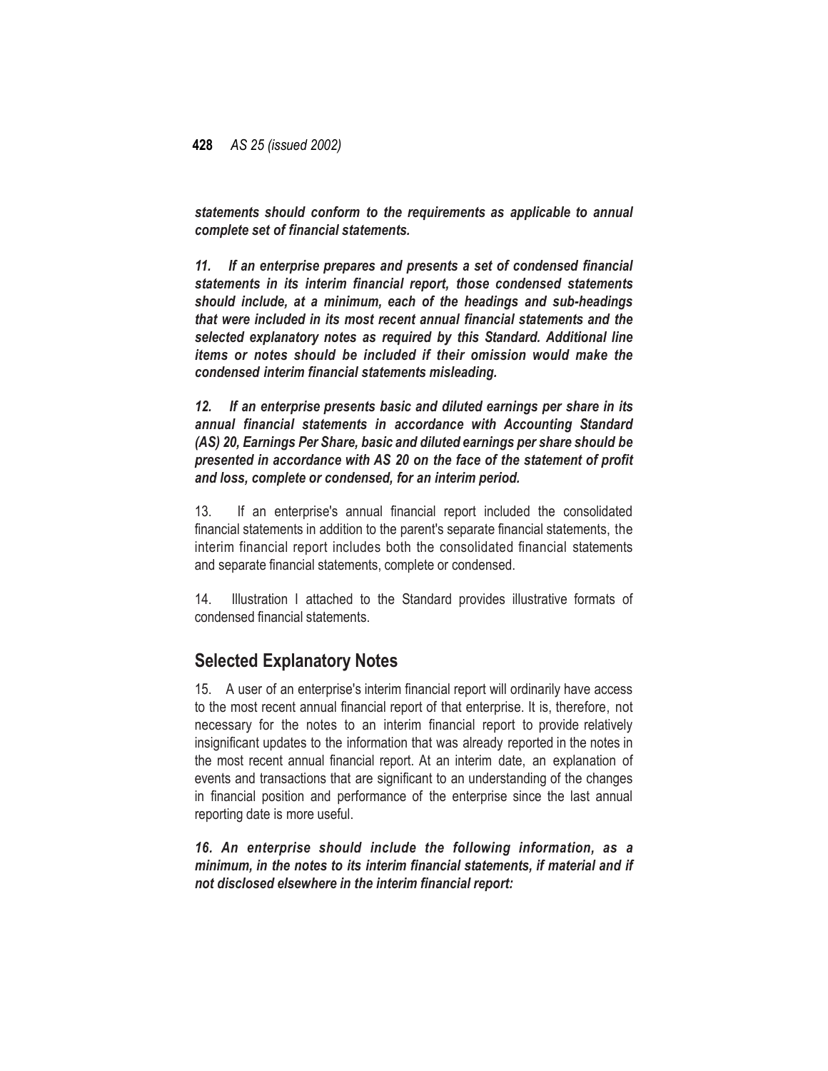***statements should conform to the requirements as applicable to annual complete set of financial statements.***

***11. If an enterprise prepares and presents a set of condensed financial statements in its interim financial report, those condensed statements should include, at a minimum, each of the headings and sub-headings that were included in its most recent annual financial statements and the selected explanatory notes as required by this Standard. Additional line items or notes should be included if their omission would make the condensed interim financial statements misleading.***

***12. If an enterprise presents basic and diluted earnings per share in its annual financial statements in accordance with Accounting Standard (AS) 20, Earnings Per Share, basic and diluted earnings per share should be presented in accordance with AS 20 on the face of the statement of profit and loss, complete or condensed, for an interim period.***

13. If an enterprise's annual financial report included the consolidated financial statements in addition to the parent's separate financial statements, the interim financial report includes both the consolidated financial statements and separate financial statements, complete or condensed.

14. Illustration I attached to the Standard provides illustrative formats of condensed financial statements.

## Selected Explanatory Notes

15. A user of an enterprise's interim financial report will ordinarily have access to the most recent annual financial report of that enterprise. It is, therefore, not necessary for the notes to an interim financial report to provide relatively insignificant updates to the information that was already reported in the notes in the most recent annual financial report. At an interim date, an explanation of events and transactions that are significant to an understanding of the changes in financial position and performance of the enterprise since the last annual reporting date is more useful.

***16. An enterprise should include the following information, as a minimum, in the notes to its interim financial statements, if material and if not disclosed elsewhere in the interim financial report:***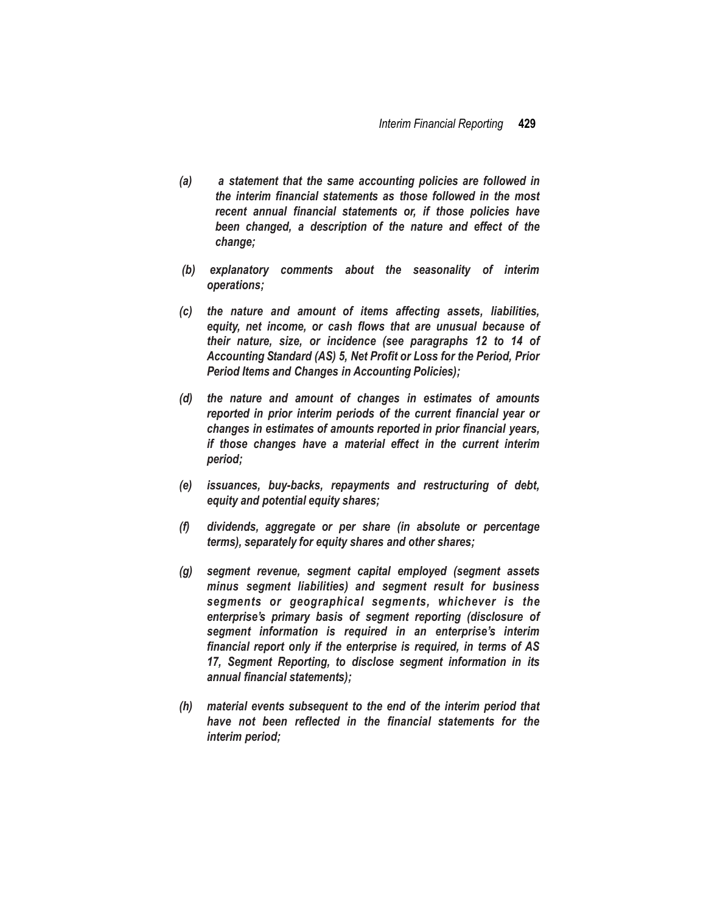*(a) a statement that the same accounting policies are followed in the interim financial statements as those followed in the most recent annual financial statements or, if those policies have been changed, a description of the nature and effect of the change;*

*(b) explanatory comments about the seasonality of interim operations;*

*(c) the nature and amount of items affecting assets, liabilities, equity, net income, or cash flows that are unusual because of their nature, size, or incidence (see paragraphs 12 to 14 of Accounting Standard (AS) 5, Net Profit or Loss for the Period, Prior Period Items and Changes in Accounting Policies);*

*(d) the nature and amount of changes in estimates of amounts reported in prior interim periods of the current financial year or changes in estimates of amounts reported in prior financial years, if those changes have a material effect in the current interim period;*

*(e) issuances, buy-backs, repayments and restructuring of debt, equity and potential equity shares;*

*(f) dividends, aggregate or per share (in absolute or percentage terms), separately for equity shares and other shares;*

*(g) segment revenue, segment capital employed (segment assets minus segment liabilities) and segment result for business segments or geographical segments, whichever is the enterprise's primary basis of segment reporting (disclosure of segment information is required in an enterprise's interim financial report only if the enterprise is required, in terms of AS 17, Segment Reporting, to disclose segment information in its annual financial statements);*

*(h) material events subsequent to the end of the interim period that have not been reflected in the financial statements for the interim period;*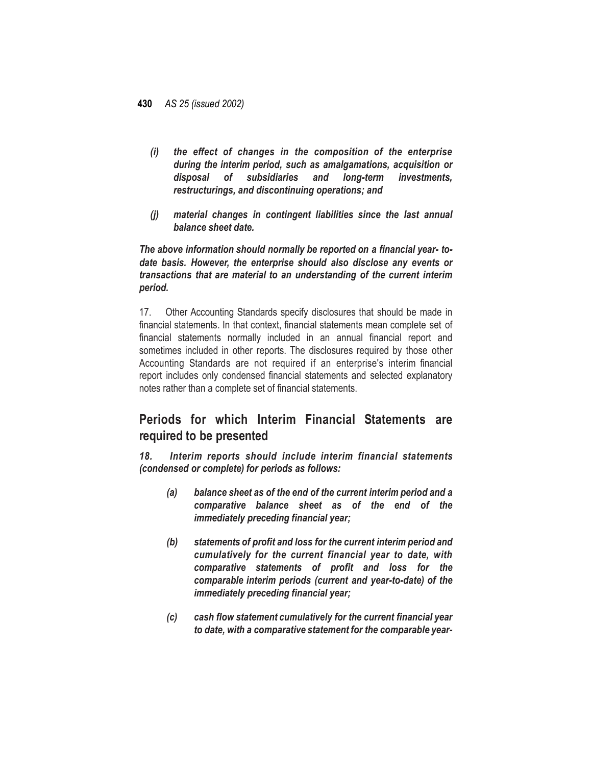*(i) the effect of changes in the composition of the enterprise during the interim period, such as amalgamations, acquisition or disposal of subsidiaries and long-term investments, restructurings, and discontinuing operations; and*

*(j) material changes in contingent liabilities since the last annual balance sheet date.*

***The above information should normally be reported on a financial year- to-date basis. However, the enterprise should also disclose any events or transactions that are material to an understanding of the current interim period.***

17. Other Accounting Standards specify disclosures that should be made in financial statements. In that context, financial statements mean complete set of financial statements normally included in an annual financial report and sometimes included in other reports. The disclosures required by those other Accounting Standards are not required if an enterprise's interim financial report includes only condensed financial statements and selected explanatory notes rather than a complete set of financial statements.

## Periods for which Interim Financial Statements are required to be presented

***18. Interim reports should include interim financial statements (condensed or complete) for periods as follows:***

***(a) balance sheet as of the end of the current interim period and a comparative balance sheet as of the end of the immediately preceding financial year;***

***(b) statements of profit and loss for the current interim period and cumulatively for the current financial year to date, with comparative statements of profit and loss for the comparable interim periods (current and year-to-date) of the immediately preceding financial year;***

***(c) cash flow statement cumulatively for the current financial year to date, with a comparative statement for the comparable year-***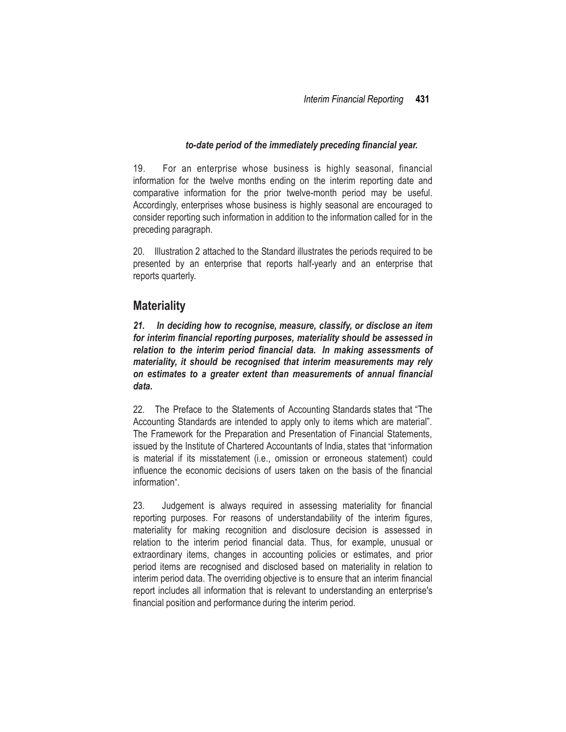***to-date period of the immediately preceding financial year.***

19. For an enterprise whose business is highly seasonal, financial information for the twelve months ending on the interim reporting date and comparative information for the prior twelve-month period may be useful. Accordingly, enterprises whose business is highly seasonal are encouraged to consider reporting such information in addition to the information called for in the preceding paragraph.

20. Illustration 2 attached to the Standard illustrates the periods required to be presented by an enterprise that reports half-yearly and an enterprise that reports quarterly.

## Materiality

***21. In deciding how to recognise, measure, classify, or disclose an item for interim financial reporting purposes, materiality should be assessed in relation to the interim period financial data. In making assessments of materiality, it should be recognised that interim measurements may rely on estimates to a greater extent than measurements of annual financial data.***

22. The Preface to the Statements of Accounting Standards states that "The Accounting Standards are intended to apply only to items which are material". The Framework for the Preparation and Presentation of Financial Statements, issued by the Institute of Chartered Accountants of India, states that "information is material if its misstatement (i.e., omission or erroneous statement) could influence the economic decisions of users taken on the basis of the financial information".

23. Judgement is always required in assessing materiality for financial reporting purposes. For reasons of understandability of the interim figures, materiality for making recognition and disclosure decision is assessed in relation to the interim period financial data. Thus, for example, unusual or extraordinary items, changes in accounting policies or estimates, and prior period items are recognised and disclosed based on materiality in relation to interim period data. The overriding objective is to ensure that an interim financial report includes all information that is relevant to understanding an enterprise's financial position and performance during the interim period.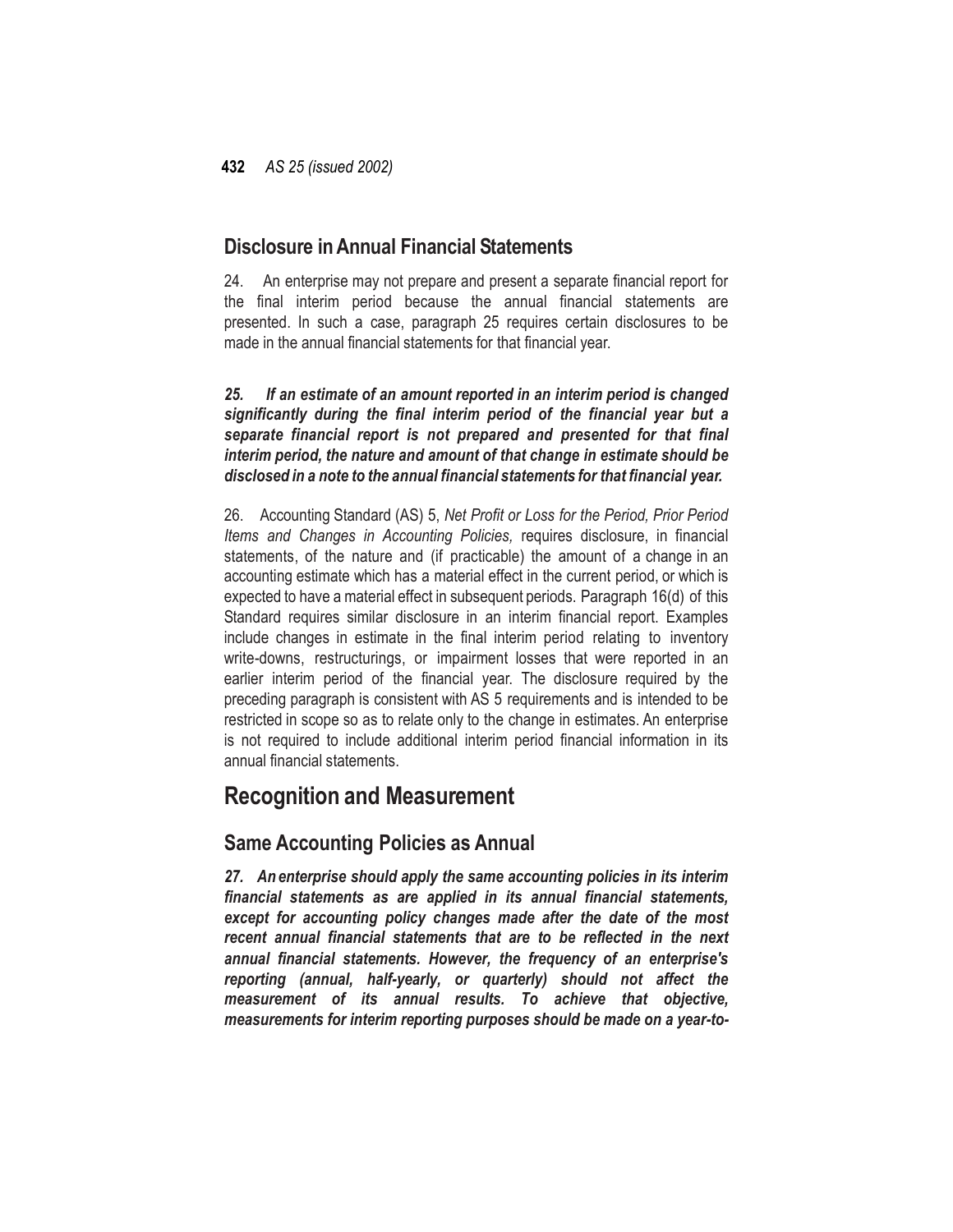## Disclosure in Annual Financial Statements

24. An enterprise may not prepare and present a separate financial report for the final interim period because the annual financial statements are presented. In such a case, paragraph 25 requires certain disclosures to be made in the annual financial statements for that financial year.

***25. If an estimate of an amount reported in an interim period is changed significantly during the final interim period of the financial year but a separate financial report is not prepared and presented for that final interim period, the nature and amount of that change in estimate should be disclosed in a note to the annual financial statements for that financial year.***

26. Accounting Standard (AS) 5, *Net Profit or Loss for the Period, Prior Period Items and Changes in Accounting Policies,* requires disclosure, in financial statements, of the nature and (if practicable) the amount of a change in an accounting estimate which has a material effect in the current period, or which is expected to have a material effect in subsequent periods. Paragraph 16(d) of this Standard requires similar disclosure in an interim financial report. Examples include changes in estimate in the final interim period relating to inventory write-downs, restructurings, or impairment losses that were reported in an earlier interim period of the financial year. The disclosure required by the preceding paragraph is consistent with AS 5 requirements and is intended to be restricted in scope so as to relate only to the change in estimates. An enterprise is not required to include additional interim period financial information in its annual financial statements.

# Recognition and Measurement

## Same Accounting Policies as Annual

***27. An enterprise should apply the same accounting policies in its interim financial statements as are applied in its annual financial statements, except for accounting policy changes made after the date of the most recent annual financial statements that are to be reflected in the next annual financial statements. However, the frequency of an enterprise's reporting (annual, half-yearly, or quarterly) should not affect the measurement of its annual results. To achieve that objective, measurements for interim reporting purposes should be made on a year-to-***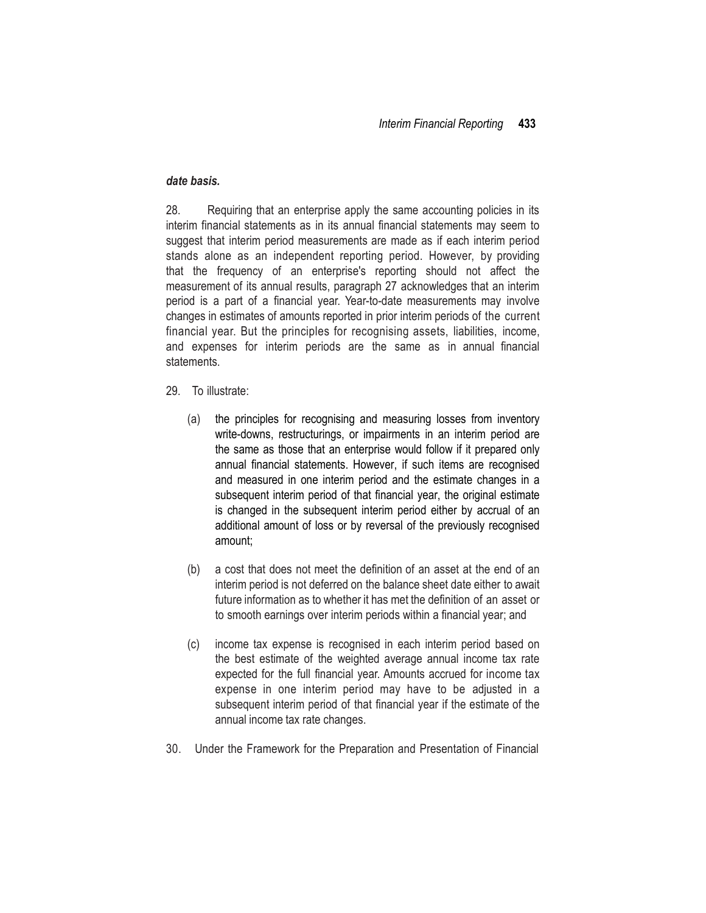***date basis.***

28. Requiring that an enterprise apply the same accounting policies in its interim financial statements as in its annual financial statements may seem to suggest that interim period measurements are made as if each interim period stands alone as an independent reporting period. However, by providing that the frequency of an enterprise's reporting should not affect the measurement of its annual results, paragraph 27 acknowledges that an interim period is a part of a financial year. Year-to-date measurements may involve changes in estimates of amounts reported in prior interim periods of the current financial year. But the principles for recognising assets, liabilities, income, and expenses for interim periods are the same as in annual financial statements.

29. To illustrate:

(a) the principles for recognising and measuring losses from inventory write-downs, restructurings, or impairments in an interim period are the same as those that an enterprise would follow if it prepared only annual financial statements. However, if such items are recognised and measured in one interim period and the estimate changes in a subsequent interim period of that financial year, the original estimate is changed in the subsequent interim period either by accrual of an additional amount of loss or by reversal of the previously recognised amount;

(b) a cost that does not meet the definition of an asset at the end of an interim period is not deferred on the balance sheet date either to await future information as to whether it has met the definition of an asset or to smooth earnings over interim periods within a financial year; and

(c) income tax expense is recognised in each interim period based on the best estimate of the weighted average annual income tax rate expected for the full financial year. Amounts accrued for income tax expense in one interim period may have to be adjusted in a subsequent interim period of that financial year if the estimate of the annual income tax rate changes.

30. Under the Framework for the Preparation and Presentation of Financial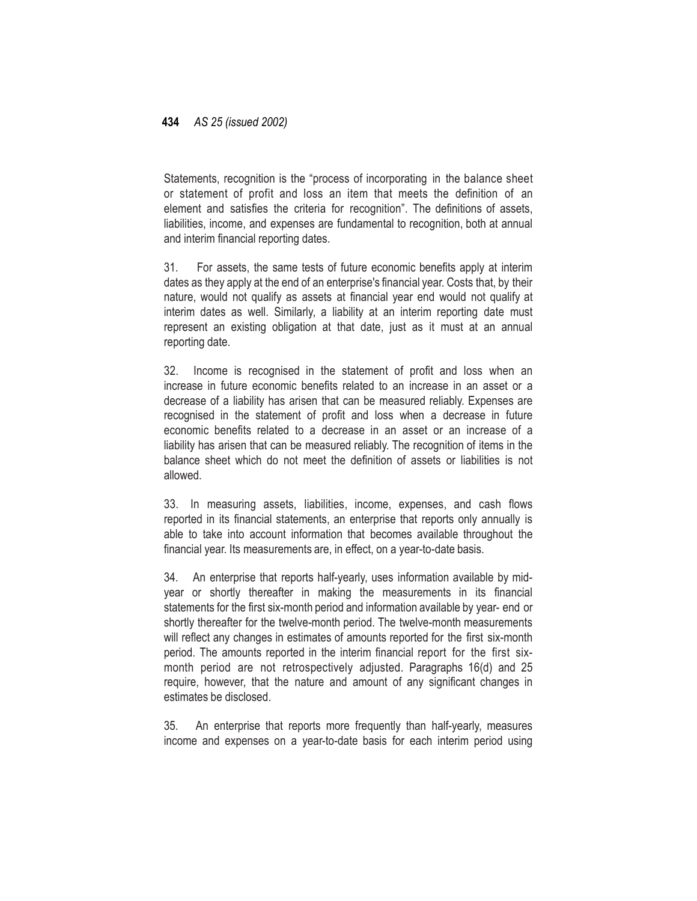Statements, recognition is the "process of incorporating in the balance sheet or statement of profit and loss an item that meets the definition of an element and satisfies the criteria for recognition". The definitions of assets, liabilities, income, and expenses are fundamental to recognition, both at annual and interim financial reporting dates.

31. For assets, the same tests of future economic benefits apply at interim dates as they apply at the end of an enterprise's financial year. Costs that, by their nature, would not qualify as assets at financial year end would not qualify at interim dates as well. Similarly, a liability at an interim reporting date must represent an existing obligation at that date, just as it must at an annual reporting date.

32. Income is recognised in the statement of profit and loss when an increase in future economic benefits related to an increase in an asset or a decrease of a liability has arisen that can be measured reliably. Expenses are recognised in the statement of profit and loss when a decrease in future economic benefits related to a decrease in an asset or an increase of a liability has arisen that can be measured reliably. The recognition of items in the balance sheet which do not meet the definition of assets or liabilities is not allowed.

33. In measuring assets, liabilities, income, expenses, and cash flows reported in its financial statements, an enterprise that reports only annually is able to take into account information that becomes available throughout the financial year. Its measurements are, in effect, on a year-to-date basis.

34. An enterprise that reports half-yearly, uses information available by mid-year or shortly thereafter in making the measurements in its financial statements for the first six-month period and information available by year- end or shortly thereafter for the twelve-month period. The twelve-month measurements will reflect any changes in estimates of amounts reported for the first six-month period. The amounts reported in the interim financial report for the first six-month period are not retrospectively adjusted. Paragraphs 16(d) and 25 require, however, that the nature and amount of any significant changes in estimates be disclosed.

35. An enterprise that reports more frequently than half-yearly, measures income and expenses on a year-to-date basis for each interim period using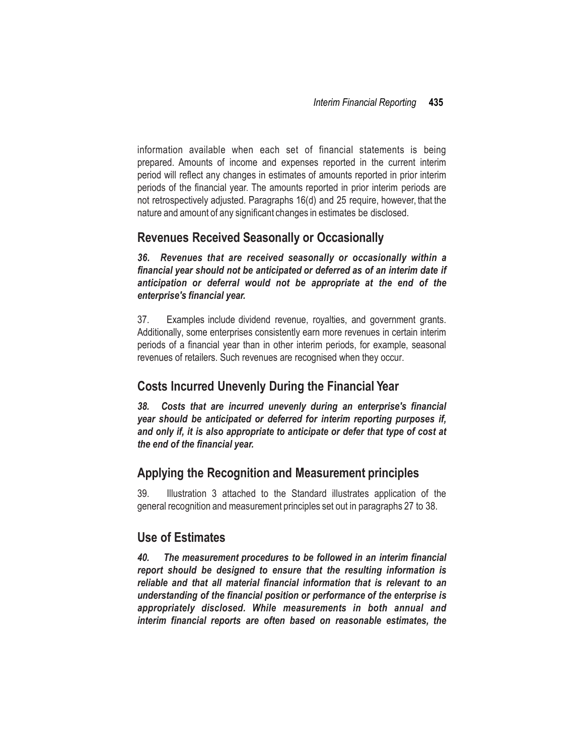information available when each set of financial statements is being prepared. Amounts of income and expenses reported in the current interim period will reflect any changes in estimates of amounts reported in prior interim periods of the financial year. The amounts reported in prior interim periods are not retrospectively adjusted. Paragraphs 16(d) and 25 require, however, that the nature and amount of any significant changes in estimates be disclosed.

## Revenues Received Seasonally or Occasionally

***36. Revenues that are received seasonally or occasionally within a financial year should not be anticipated or deferred as of an interim date if anticipation or deferral would not be appropriate at the end of the enterprise's financial year.***

37. Examples include dividend revenue, royalties, and government grants. Additionally, some enterprises consistently earn more revenues in certain interim periods of a financial year than in other interim periods, for example, seasonal revenues of retailers. Such revenues are recognised when they occur.

## Costs Incurred Unevenly During the Financial Year

***38. Costs that are incurred unevenly during an enterprise's financial year should be anticipated or deferred for interim reporting purposes if, and only if, it is also appropriate to anticipate or defer that type of cost at the end of the financial year.***

## Applying the Recognition and Measurement principles

39. Illustration 3 attached to the Standard illustrates application of the general recognition and measurement principles set out in paragraphs 27 to 38.

## Use of Estimates

***40. The measurement procedures to be followed in an interim financial report should be designed to ensure that the resulting information is reliable and that all material financial information that is relevant to an understanding of the financial position or performance of the enterprise is appropriately disclosed. While measurements in both annual and interim financial reports are often based on reasonable estimates, the***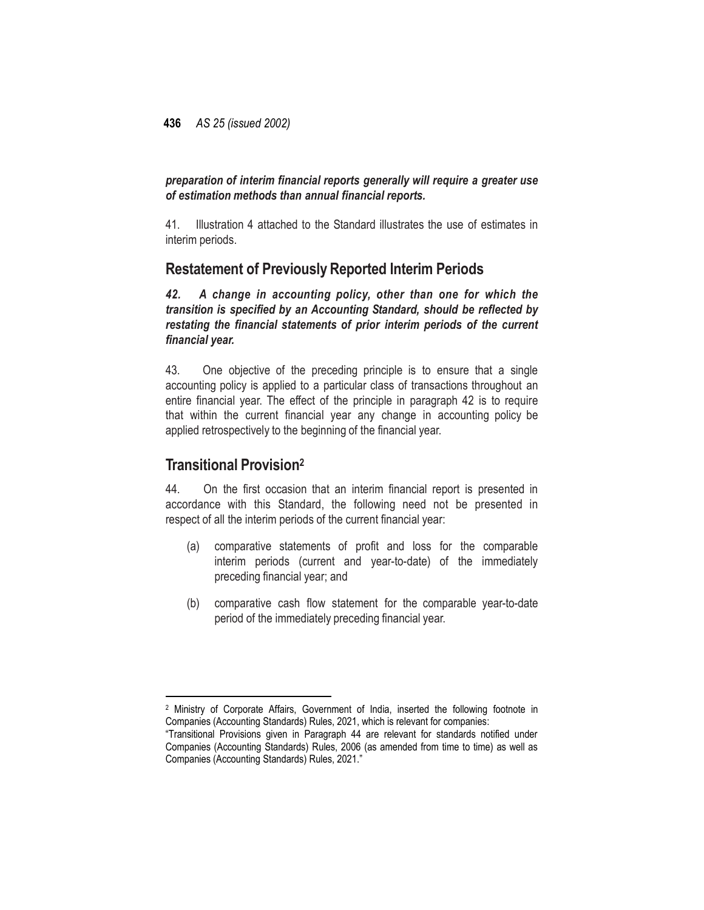***preparation of interim financial reports generally will require a greater use of estimation methods than annual financial reports.***

41. Illustration 4 attached to the Standard illustrates the use of estimates in interim periods.

## Restatement of Previously Reported Interim Periods

***42. A change in accounting policy, other than one for which the transition is specified by an Accounting Standard, should be reflected by restating the financial statements of prior interim periods of the current financial year.***

43. One objective of the preceding principle is to ensure that a single accounting policy is applied to a particular class of transactions throughout an entire financial year. The effect of the principle in paragraph 42 is to require that within the current financial year any change in accounting policy be applied retrospectively to the beginning of the financial year.

## Transitional Provision[2]

44. On the first occasion that an interim financial report is presented in accordance with this Standard, the following need not be presented in respect of all the interim periods of the current financial year:

(a) comparative statements of profit and loss for the comparable interim periods (current and year-to-date) of the immediately preceding financial year; and

(b) comparative cash flow statement for the comparable year-to-date period of the immediately preceding financial year.

---

[2] Ministry of Corporate Affairs, Government of India, inserted the following footnote in Companies (Accounting Standards) Rules, 2021, which is relevant for companies:
"Transitional Provisions given in Paragraph 44 are relevant for standards notified under Companies (Accounting Standards) Rules, 2006 (as amended from time to time) as well as Companies (Accounting Standards) Rules, 2021."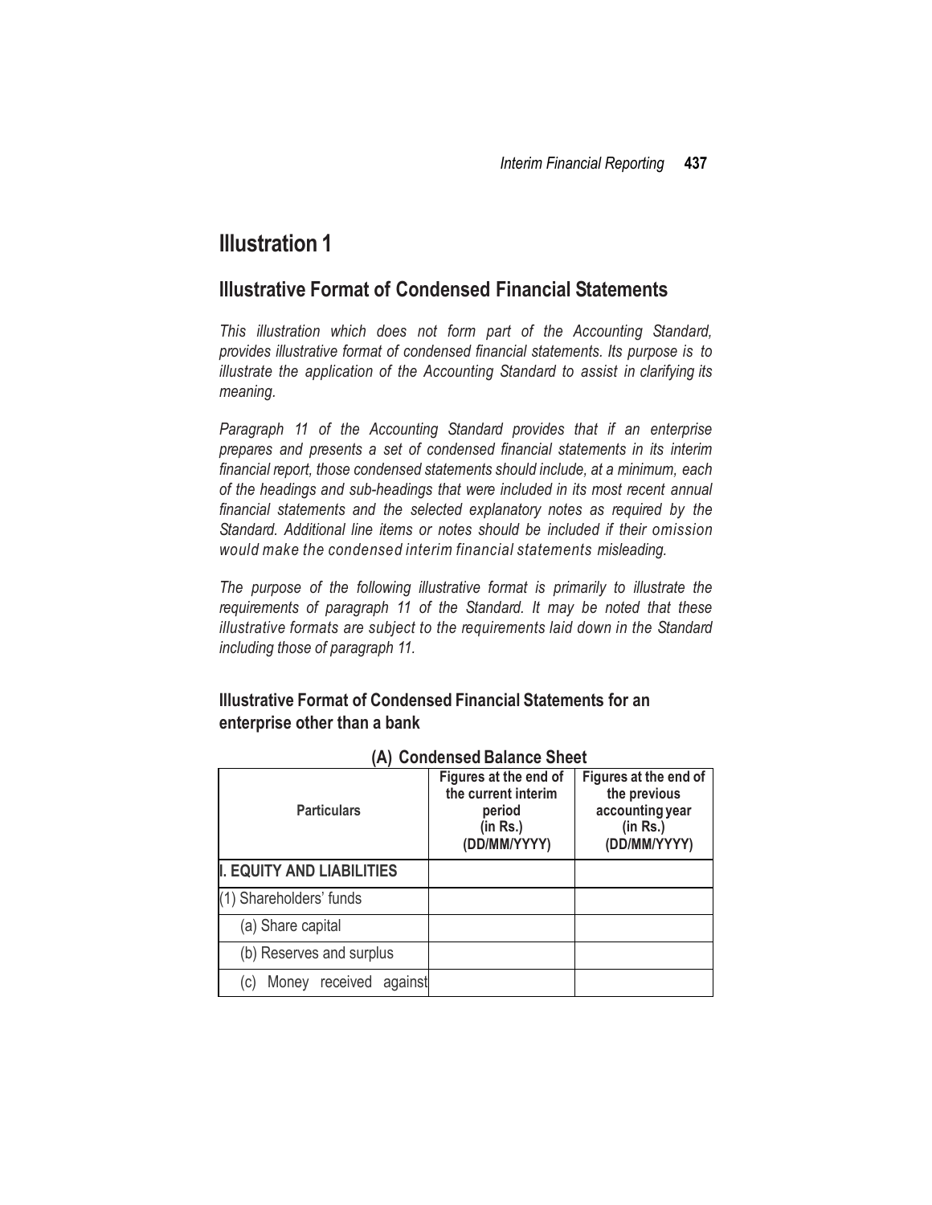# Illustration 1

## Illustrative Format of Condensed Financial Statements

*This illustration which does not form part of the Accounting Standard, provides illustrative format of condensed financial statements. Its purpose is to illustrate the application of the Accounting Standard to assist in clarifying its meaning.*

*Paragraph 11 of the Accounting Standard provides that if an enterprise prepares and presents a set of condensed financial statements in its interim financial report, those condensed statements should include, at a minimum, each of the headings and sub-headings that were included in its most recent annual financial statements and the selected explanatory notes as required by the Standard. Additional line items or notes should be included if their omission would make the condensed interim financial statements misleading.*

*The purpose of the following illustrative format is primarily to illustrate the requirements of paragraph 11 of the Standard. It may be noted that these illustrative formats are subject to the requirements laid down in the Standard including those of paragraph 11.*

### Illustrative Format of Condensed Financial Statements for an enterprise other than a bank

**(A) Condensed Balance Sheet**

| Particulars | Figures at the end of the current interim period (in Rs.) (DD/MM/YYYY) | Figures at the end of the previous accounting year (in Rs.) (DD/MM/YYYY) |
|---|---|---|
| **I. EQUITY AND LIABILITIES** | | |
| (1) Shareholders' funds | | |
| (a) Share capital | | |
| (b) Reserves and surplus | | |
| (c) Money received against | | |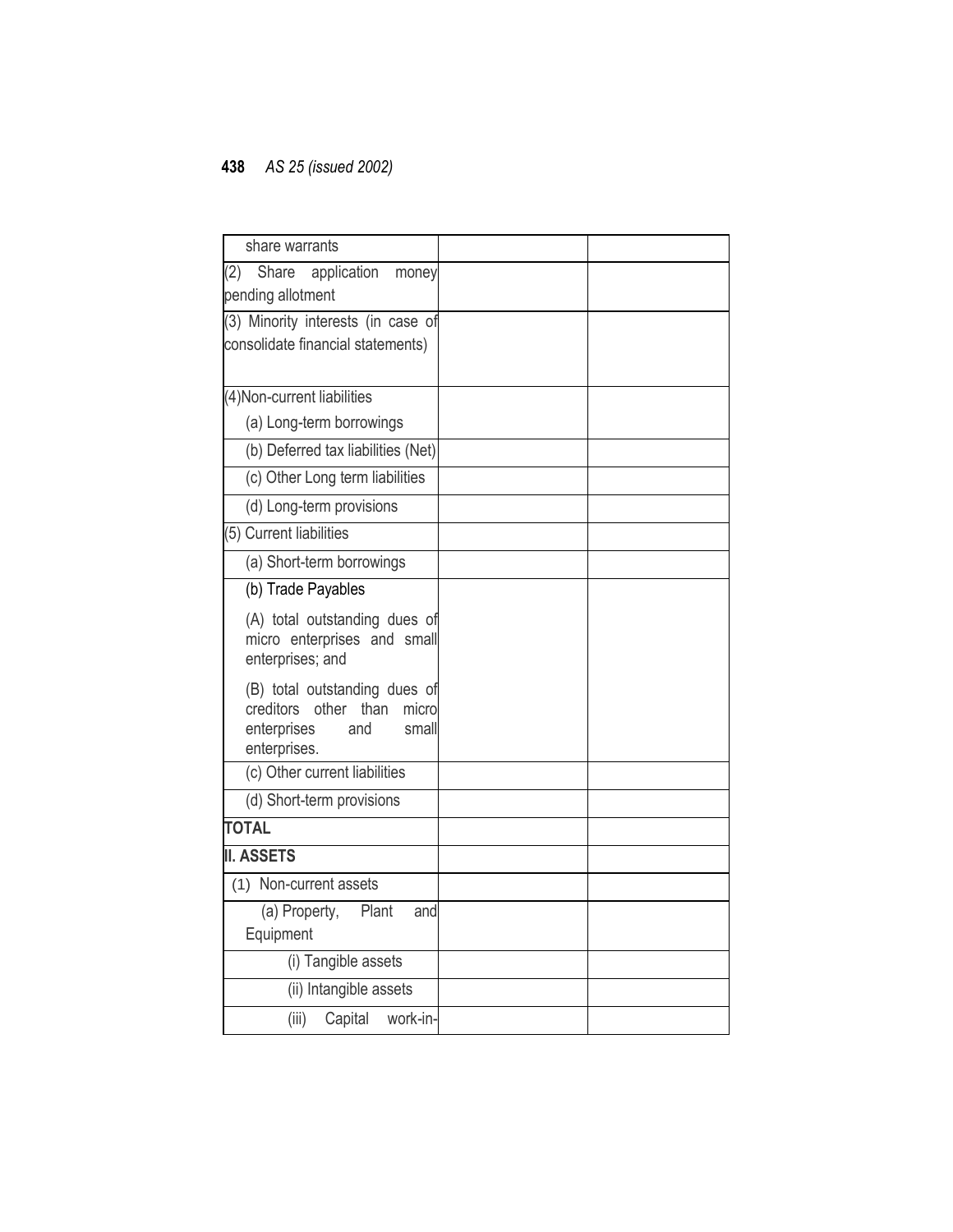| | | |
|---|---|---|
| share warrants | | |
| (2) Share application money pending allotment | | |
| (3) Minority interests (in case of consolidate financial statements) | | |
| (4)Non-current liabilities | | |
| (a) Long-term borrowings | | |
| (b) Deferred tax liabilities (Net) | | |
| (c) Other Long term liabilities | | |
| (d) Long-term provisions | | |
| (5) Current liabilities | | |
| (a) Short-term borrowings | | |
| (b) Trade Payables<br>(A) total outstanding dues of micro enterprises and small enterprises; and<br>(B) total outstanding dues of creditors other than micro enterprises and small enterprises. | | |
| (c) Other current liabilities | | |
| (d) Short-term provisions | | |
| **TOTAL** | | |
| **II. ASSETS** | | |
| (1) Non-current assets | | |
| (a) Property, Plant and Equipment | | |
| (i) Tangible assets | | |
| (ii) Intangible assets | | |
| (iii) Capital work-in- | | |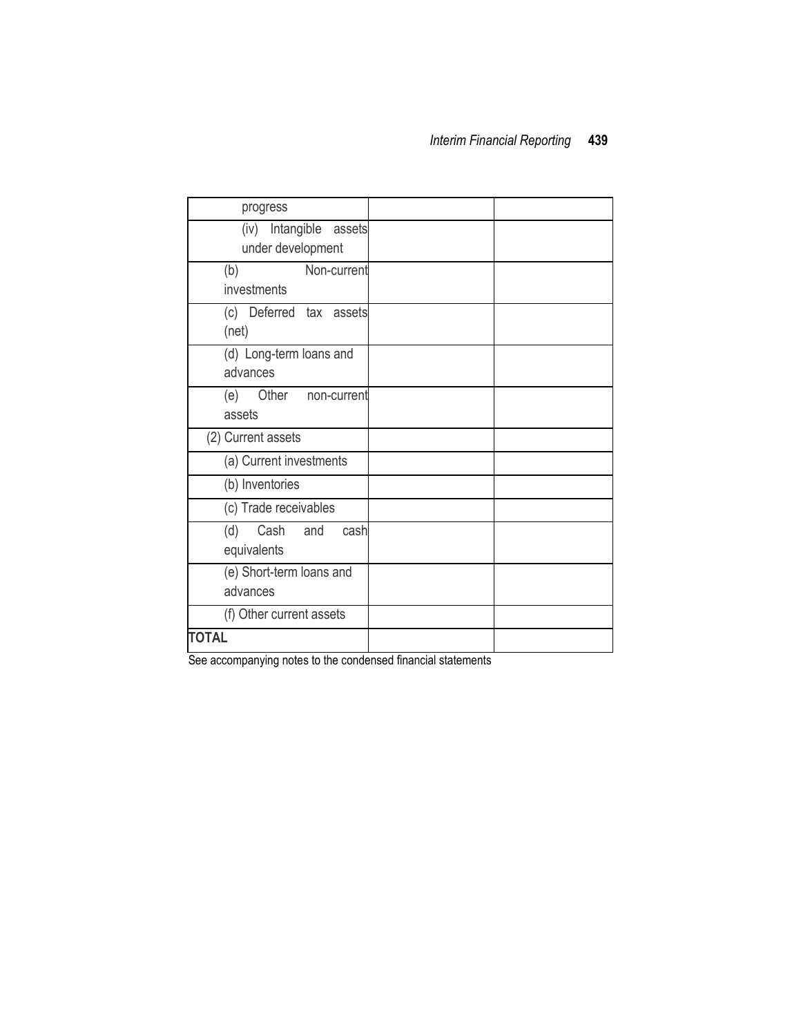| | | |
|---|---|---|
| progress | | |
| (iv) Intangible assets under development | | |
| (b) Non-current investments | | |
| (c) Deferred tax assets (net) | | |
| (d) Long-term loans and advances | | |
| (e) Other non-current assets | | |
| (2) Current assets | | |
| (a) Current investments | | |
| (b) Inventories | | |
| (c) Trade receivables | | |
| (d) Cash and cash equivalents | | |
| (e) Short-term loans and advances | | |
| (f) Other current assets | | |
| **TOTAL** | | |

See accompanying notes to the condensed financial statements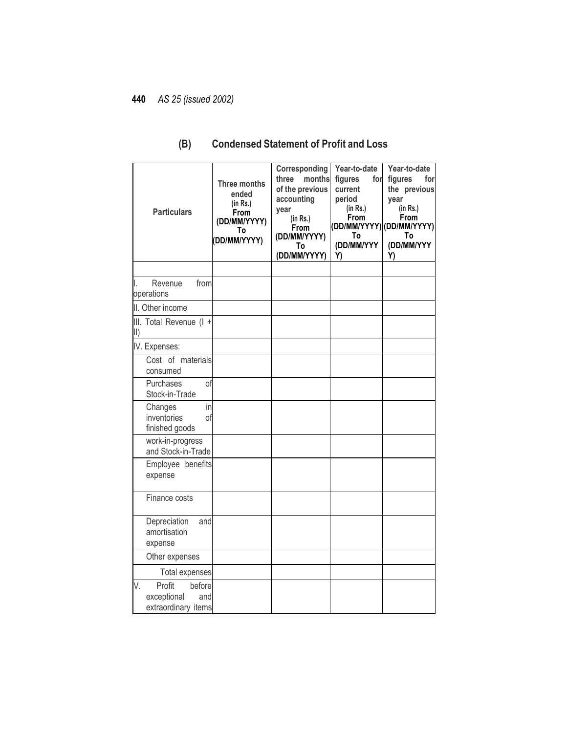## (B) Condensed Statement of Profit and Loss

| Particulars | Three months ended (in Rs.) From (DD/MM/YYYY) To (DD/MM/YYYY) | Corresponding three months of the previous accounting year (in Rs.) From (DD/MM/YYYY) To (DD/MM/YYYY) | Year-to-date figures for current period (in Rs.) From (DD/MM/YYYY) To (DD/MM/YYYY) | Year-to-date figures for the previous year (in Rs.) From (DD/MM/YYYY) To (DD/MM/YYYY) |
|---|---|---|---|---|
| | | | | |
| I. Revenue from operations | | | | |
| II. Other income | | | | |
| III. Total Revenue (I + II) | | | | |
| IV. Expenses: | | | | |
| Cost of materials consumed | | | | |
| Purchases of Stock-in-Trade | | | | |
| Changes in inventories of finished goods | | | | |
| work-in-progress and Stock-in-Trade | | | | |
| Employee benefits expense | | | | |
| Finance costs | | | | |
| Depreciation and amortisation expense | | | | |
| Other expenses | | | | |
| Total expenses | | | | |
| V. Profit before exceptional and extraordinary items | | | | |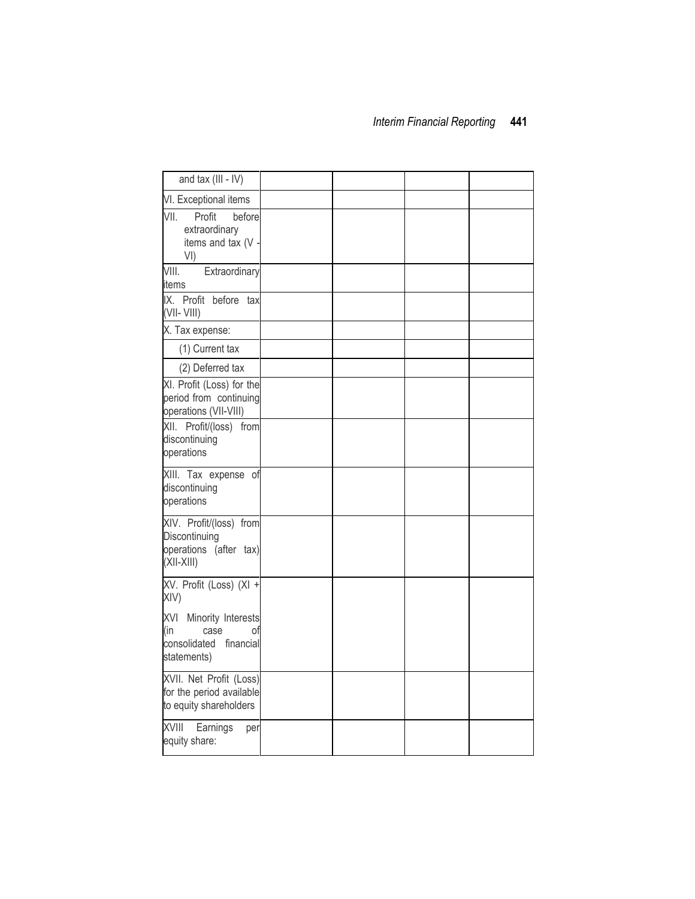| and tax (III - IV) | | | | |
|---|---|---|---|---|
| VI. Exceptional items | | | | |
| VII. Profit before extraordinary items and tax (V - VI) | | | | |
| VIII. Extraordinary items | | | | |
| IX. Profit before tax (VII- VIII) | | | | |
| X. Tax expense: | | | | |
| (1) Current tax | | | | |
| (2) Deferred tax | | | | |
| XI. Profit (Loss) for the period from continuing operations (VII-VIII) | | | | |
| XII. Profit/(loss) from discontinuing operations | | | | |
| XIII. Tax expense of discontinuing operations | | | | |
| XIV. Profit/(loss) from Discontinuing operations (after tax) (XII-XIII) | | | | |
| XV. Profit (Loss) (XI + XIV)<br><br>XVI Minority Interests (in case of consolidated financial statements) | | | | |
| XVII. Net Profit (Loss) for the period available to equity shareholders | | | | |
| XVIII Earnings per equity share: | | | | |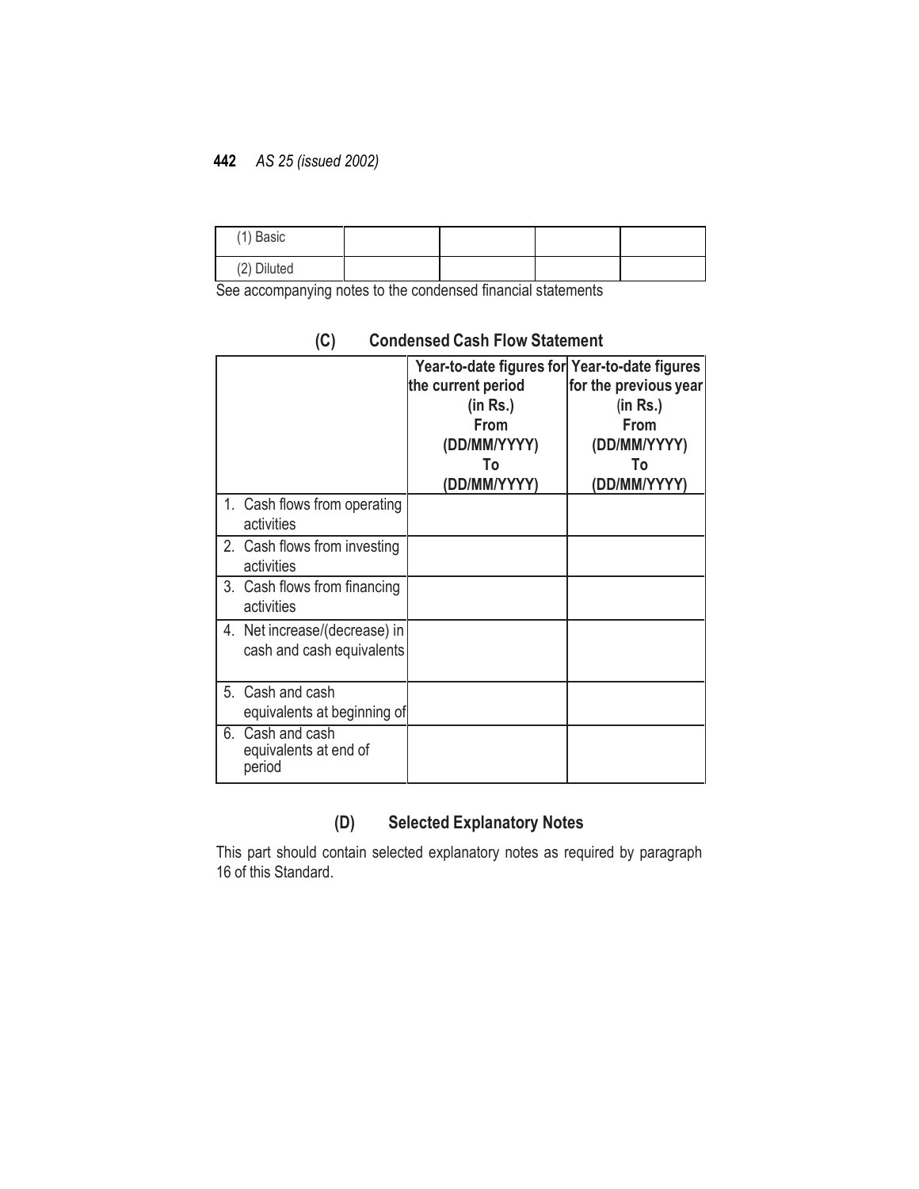| (1) Basic | | | | |
|---|---|---|---|---|
| (2) Diluted | | | | |

See accompanying notes to the condensed financial statements

### (C) Condensed Cash Flow Statement

| | Year-to-date figures for the current period (in Rs.) From (DD/MM/YYYY) To (DD/MM/YYYY) | Year-to-date figures for the previous year (in Rs.) From (DD/MM/YYYY) To (DD/MM/YYYY) |
|---|---|---|
| 1. Cash flows from operating activities | | |
| 2. Cash flows from investing activities | | |
| 3. Cash flows from financing activities | | |
| 4. Net increase/(decrease) in cash and cash equivalents | | |
| 5. Cash and cash equivalents at beginning of | | |
| 6. Cash and cash equivalents at end of period | | |

### (D) Selected Explanatory Notes

This part should contain selected explanatory notes as required by paragraph 16 of this Standard.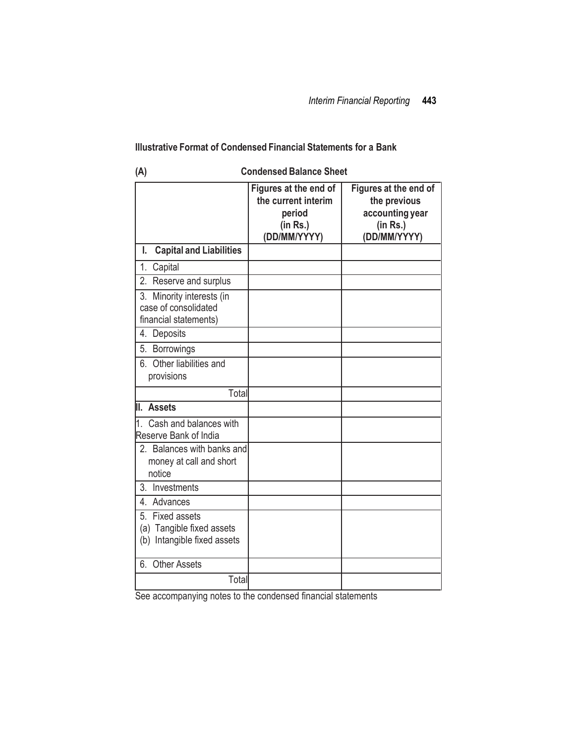## Illustrative Format of Condensed Financial Statements for a Bank

**(A) Condensed Balance Sheet**

| | Figures at the end of the current interim period (in Rs.) (DD/MM/YYYY) | Figures at the end of the previous accounting year (in Rs.) (DD/MM/YYYY) |
|---|---|---|
| **I. Capital and Liabilities** | | |
| 1. Capital | | |
| 2. Reserve and surplus | | |
| 3. Minority interests (in case of consolidated financial statements) | | |
| 4. Deposits | | |
| 5. Borrowings | | |
| 6. Other liabilities and provisions | | |
| Total | | |
| **II. Assets** | | |
| 1. Cash and balances with Reserve Bank of India | | |
| 2. Balances with banks and money at call and short notice | | |
| 3. Investments | | |
| 4. Advances | | |
| 5. Fixed assets<br>(a) Tangible fixed assets<br>(b) Intangible fixed assets | | |
| 6. Other Assets | | |
| Total | | |

See accompanying notes to the condensed financial statements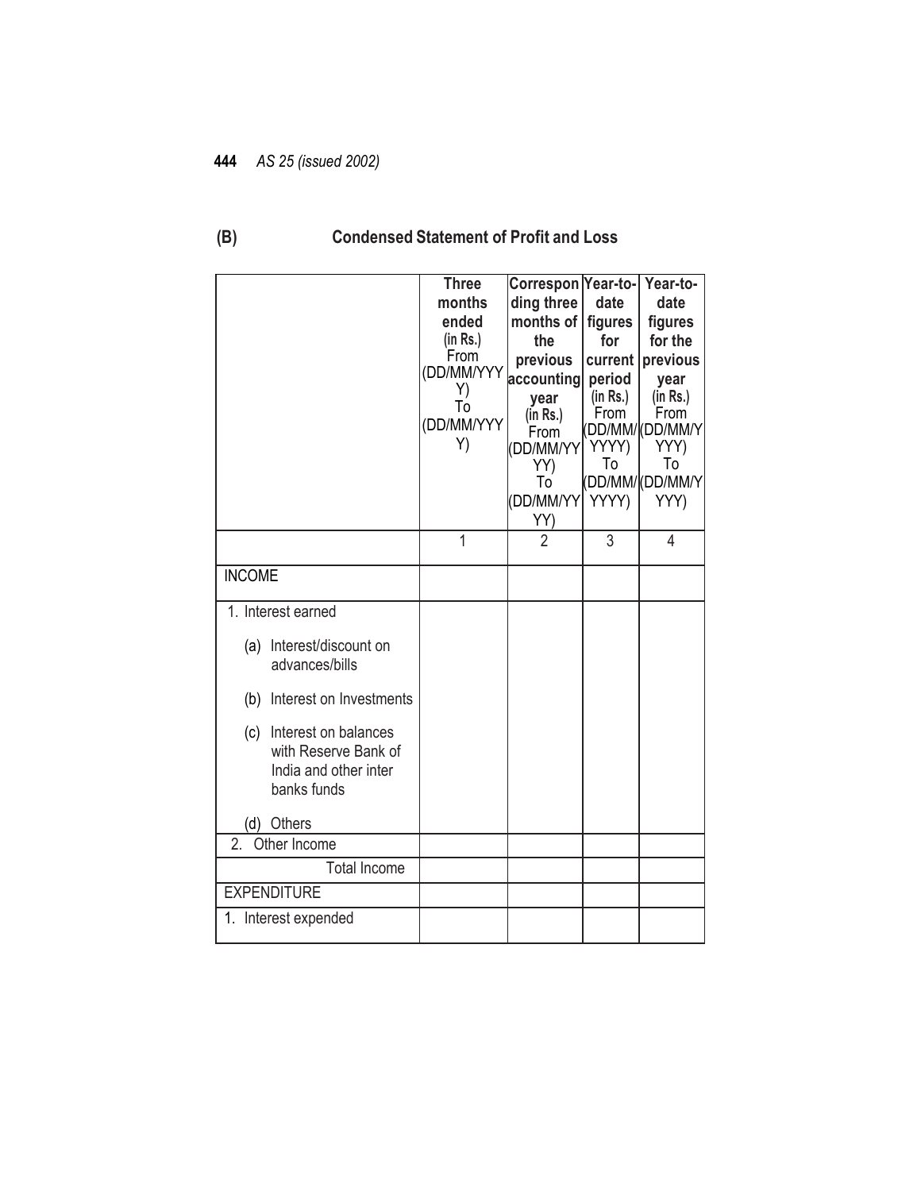## (B) Condensed Statement of Profit and Loss

| | Three months ended (in Rs.) From (DD/MM/YYYY) To (DD/MM/YYYY) | Corresponding three months of the previous accounting year (in Rs.) From (DD/MM/YYYY) To (DD/MM/YYYY) | Year-to-date figures for current period (in Rs.) From (DD/MM/YYYY) To (DD/MM/YYYY) | Year-to-date figures for the previous year (in Rs.) From (DD/MM/YYYY) To (DD/MM/YYYY) |
|---|---|---|---|---|
| | 1 | 2 | 3 | 4 |
| INCOME | | | | |
| 1. Interest earned | | | | |
| (a) Interest/discount on advances/bills | | | | |
| (b) Interest on Investments | | | | |
| (c) Interest on balances with Reserve Bank of India and other inter banks funds | | | | |
| (d) Others | | | | |
| 2. Other Income | | | | |
| Total Income | | | | |
| EXPENDITURE | | | | |
| 1. Interest expended | | | | |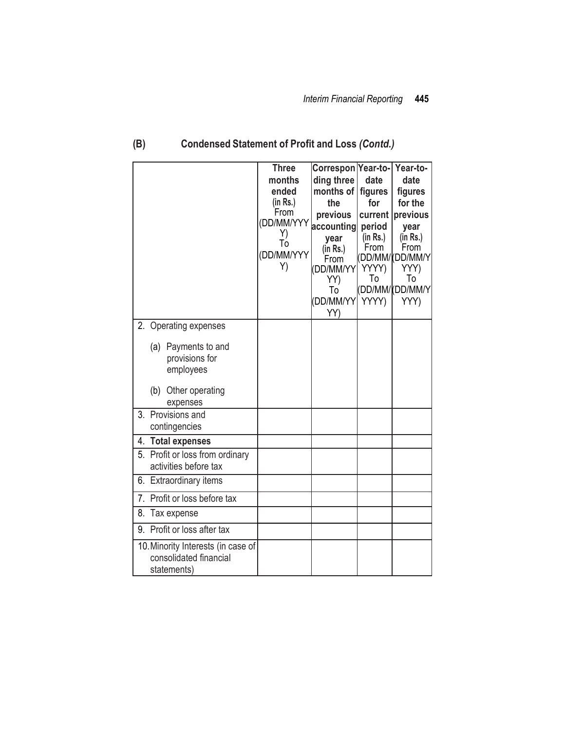## (B) Condensed Statement of Profit and Loss *(Contd.)*

| | Three months ended (in Rs.) From (DD/MM/YYYY) To (DD/MM/YYYY) | Corresponding three months of the previous accounting year (in Rs.) From (DD/MM/YYYY) To (DD/MM/YYYY) | Year-to-date figures for current period (in Rs.) From (DD/MM/YYYY) To (DD/MM/YYYY) | Year-to-date figures for the previous year (in Rs.) From (DD/MM/YYYY) To (DD/MM/YYYY) |
|---|---|---|---|---|
| 2. Operating expenses<br>(a) Payments to and provisions for employees<br>(b) Other operating expenses | | | | |
| 3. Provisions and contingencies | | | | |
| 4. **Total expenses** | | | | |
| 5. Profit or loss from ordinary activities before tax | | | | |
| 6. Extraordinary items | | | | |
| 7. Profit or loss before tax | | | | |
| 8. Tax expense | | | | |
| 9. Profit or loss after tax | | | | |
| 10. Minority Interests (in case of consolidated financial statements) | | | | |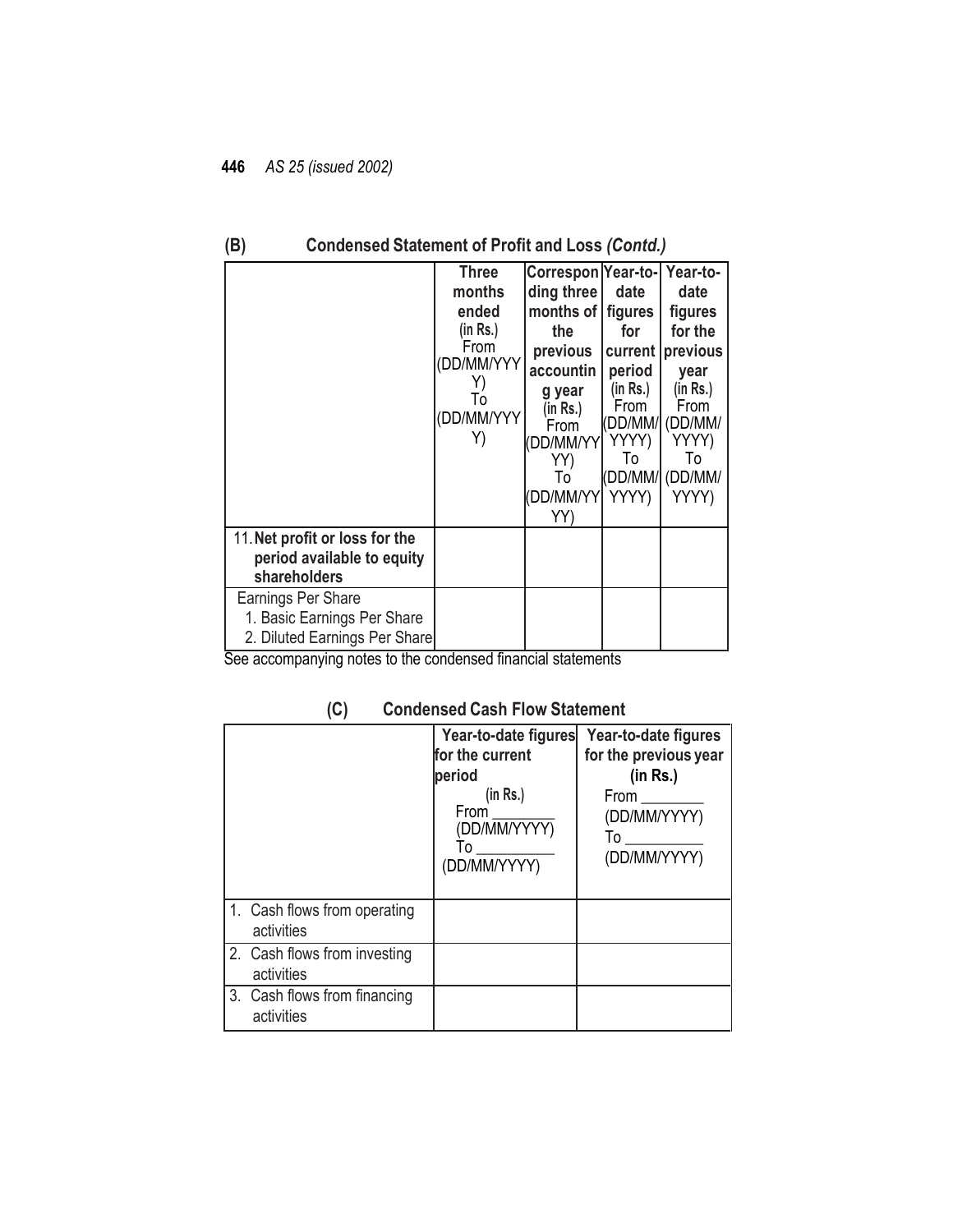### (B) Condensed Statement of Profit and Loss *(Contd.)*

| | **Three months ended** (in Rs.) From (DD/MM/YYYY) To (DD/MM/YYYY) | **Corresponding three months of the previous accounting year** (in Rs.) From (DD/MM/YYYY) To (DD/MM/YYYY) | **Year-to-date figures for current period** (in Rs.) From (DD/MM/YYYY) To (DD/MM/YYYY) | **Year-to-date figures for the previous year** (in Rs.) From (DD/MM/YYYY) To (DD/MM/YYYY) |
|---|---|---|---|---|
| 11. **Net profit or loss for the period available to equity shareholders** | | | | |
| Earnings Per Share<br>1. Basic Earnings Per Share<br>2. Diluted Earnings Per Share | | | | |

See accompanying notes to the condensed financial statements

### (C) Condensed Cash Flow Statement

| | **Year-to-date figures for the current period** (in Rs.) From ________ (DD/MM/YYYY) To __________ (DD/MM/YYYY) | **Year-to-date figures for the previous year** **(in Rs.)** From ________ (DD/MM/YYYY) To __________ (DD/MM/YYYY) |
|---|---|---|
| 1. Cash flows from operating activities | | |
| 2. Cash flows from investing activities | | |
| 3. Cash flows from financing activities | | |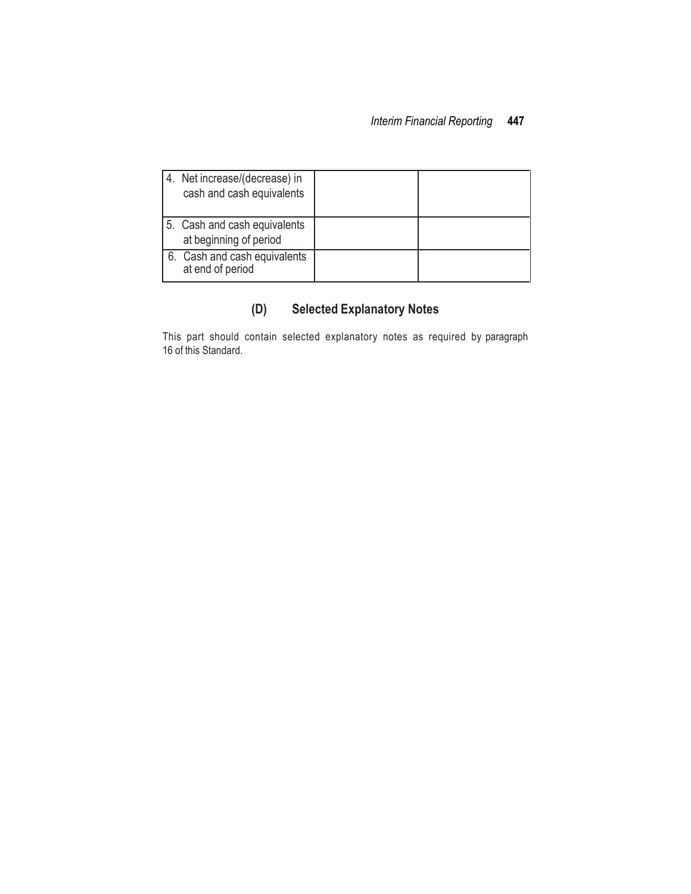| | | |
|---|---|---|
| 4. Net increase/(decrease) in cash and cash equivalents | | |
| 5. Cash and cash equivalents at beginning of period | | |
| 6. Cash and cash equivalents at end of period | | |

## (D) Selected Explanatory Notes

This part should contain selected explanatory notes as required by paragraph 16 of this Standard.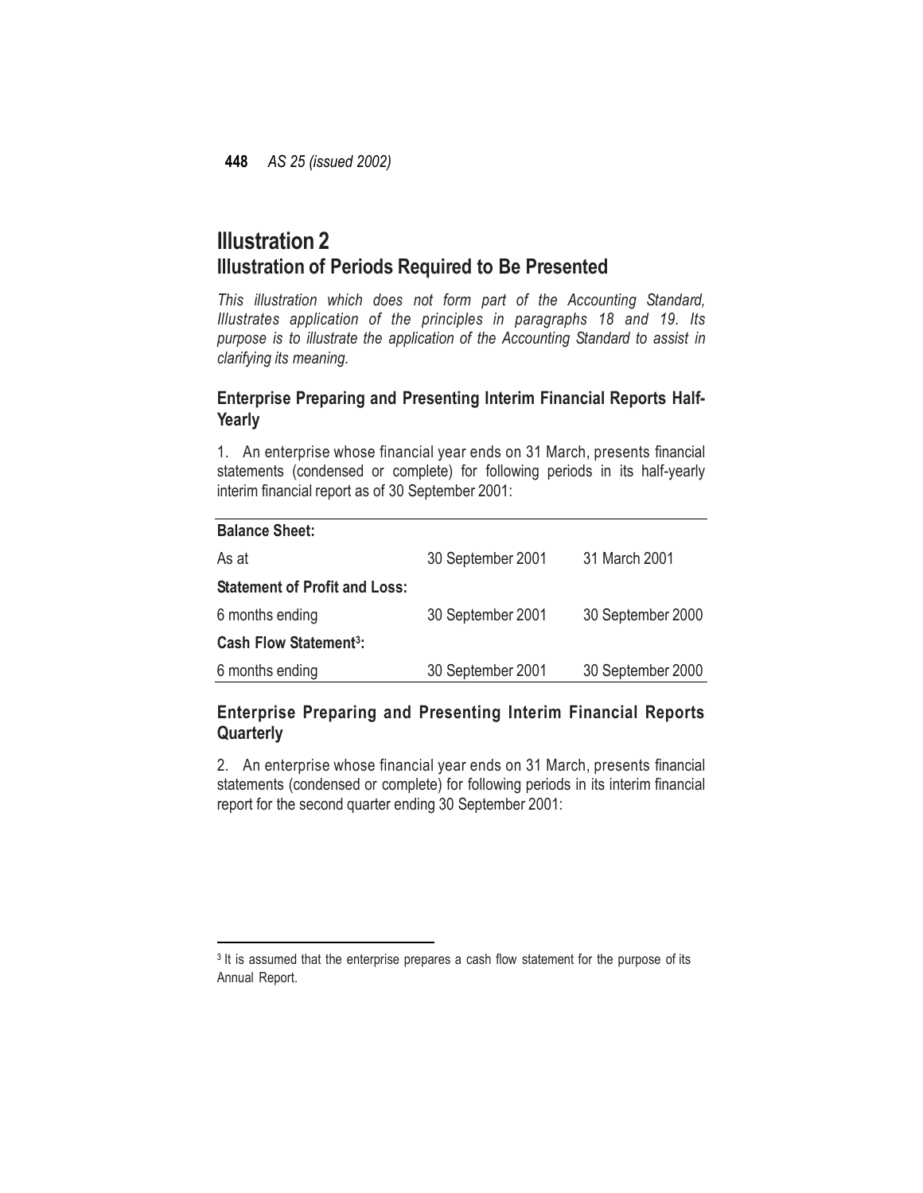# Illustration 2
## Illustration of Periods Required to Be Presented

*This illustration which does not form part of the Accounting Standard, Illustrates application of the principles in paragraphs 18 and 19. Its purpose is to illustrate the application of the Accounting Standard to assist in clarifying its meaning.*

### Enterprise Preparing and Presenting Interim Financial Reports Half-Yearly

1. An enterprise whose financial year ends on 31 March, presents financial statements (condensed or complete) for following periods in its half-yearly interim financial report as of 30 September 2001:

| | | |
|---|---|---|
| **Balance Sheet:** | | |
| As at | 30 September 2001 | 31 March 2001 |
| **Statement of Profit and Loss:** | | |
| 6 months ending | 30 September 2001 | 30 September 2000 |
| **Cash Flow Statement[3]:** | | |
| 6 months ending | 30 September 2001 | 30 September 2000 |

### Enterprise Preparing and Presenting Interim Financial Reports Quarterly

2. An enterprise whose financial year ends on 31 March, presents financial statements (condensed or complete) for following periods in its interim financial report for the second quarter ending 30 September 2001:

---

[3] It is assumed that the enterprise prepares a cash flow statement for the purpose of its Annual Report.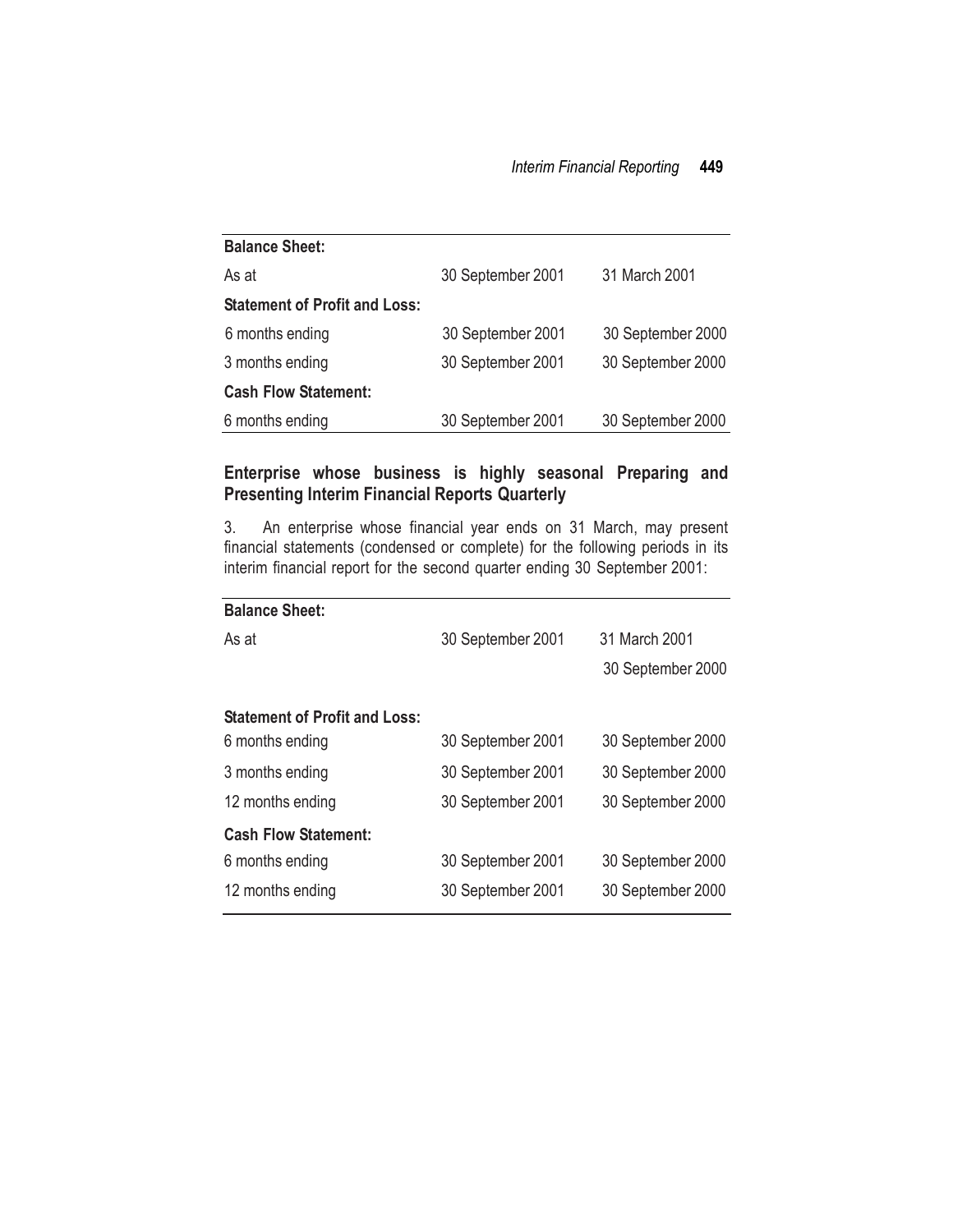| Balance Sheet: | | |
|---|---|---|
| As at | 30 September 2001 | 31 March 2001 |
| **Statement of Profit and Loss:** | | |
| 6 months ending | 30 September 2001 | 30 September 2000 |
| 3 months ending | 30 September 2001 | 30 September 2000 |
| **Cash Flow Statement:** | | |
| 6 months ending | 30 September 2001 | 30 September 2000 |

### Enterprise whose business is highly seasonal Preparing and Presenting Interim Financial Reports Quarterly

3. An enterprise whose financial year ends on 31 March, may present financial statements (condensed or complete) for the following periods in its interim financial report for the second quarter ending 30 September 2001:

| Balance Sheet: | | |
|---|---|---|
| As at | 30 September 2001 | 31 March 2001 |
| | | 30 September 2000 |
| **Statement of Profit and Loss:** | | |
| 6 months ending | 30 September 2001 | 30 September 2000 |
| 3 months ending | 30 September 2001 | 30 September 2000 |
| 12 months ending | 30 September 2001 | 30 September 2000 |
| **Cash Flow Statement:** | | |
| 6 months ending | 30 September 2001 | 30 September 2000 |
| 12 months ending | 30 September 2001 | 30 September 2000 |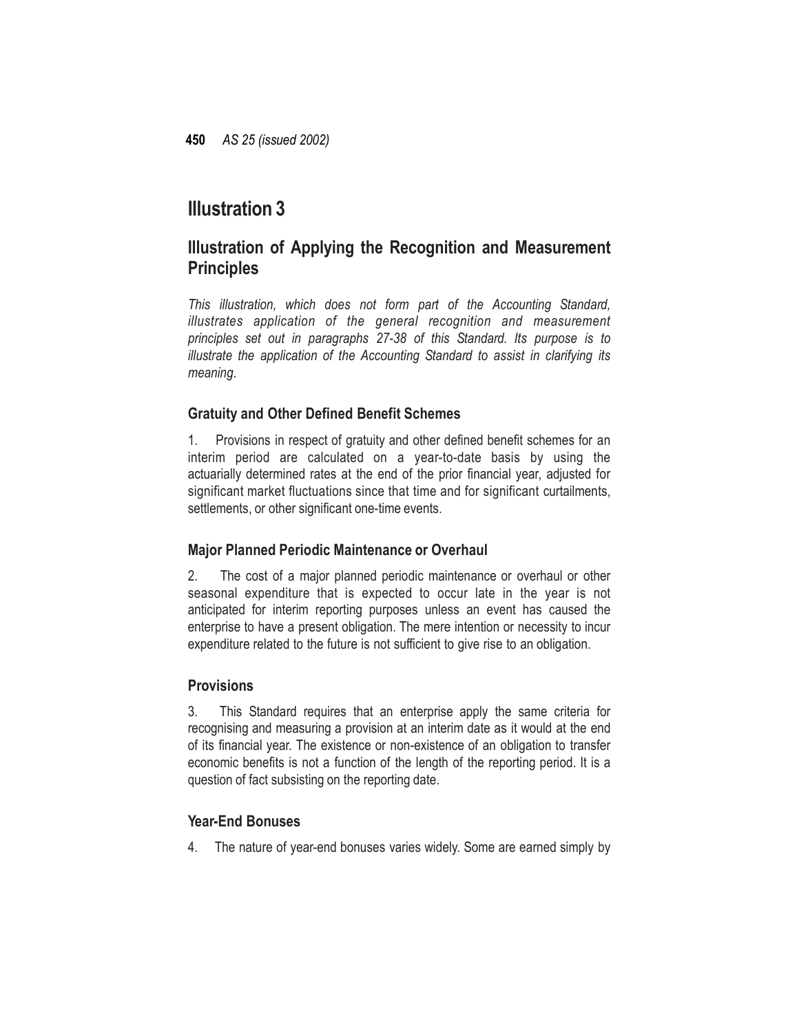# Illustration 3

## Illustration of Applying the Recognition and Measurement Principles

*This illustration, which does not form part of the Accounting Standard, illustrates application of the general recognition and measurement principles set out in paragraphs 27-38 of this Standard. Its purpose is to illustrate the application of the Accounting Standard to assist in clarifying its meaning.*

### Gratuity and Other Defined Benefit Schemes

1. Provisions in respect of gratuity and other defined benefit schemes for an interim period are calculated on a year-to-date basis by using the actuarially determined rates at the end of the prior financial year, adjusted for significant market fluctuations since that time and for significant curtailments, settlements, or other significant one-time events.

### Major Planned Periodic Maintenance or Overhaul

2. The cost of a major planned periodic maintenance or overhaul or other seasonal expenditure that is expected to occur late in the year is not anticipated for interim reporting purposes unless an event has caused the enterprise to have a present obligation. The mere intention or necessity to incur expenditure related to the future is not sufficient to give rise to an obligation.

### Provisions

3. This Standard requires that an enterprise apply the same criteria for recognising and measuring a provision at an interim date as it would at the end of its financial year. The existence or non-existence of an obligation to transfer economic benefits is not a function of the length of the reporting period. It is a question of fact subsisting on the reporting date.

### Year-End Bonuses

4. The nature of year-end bonuses varies widely. Some are earned simply by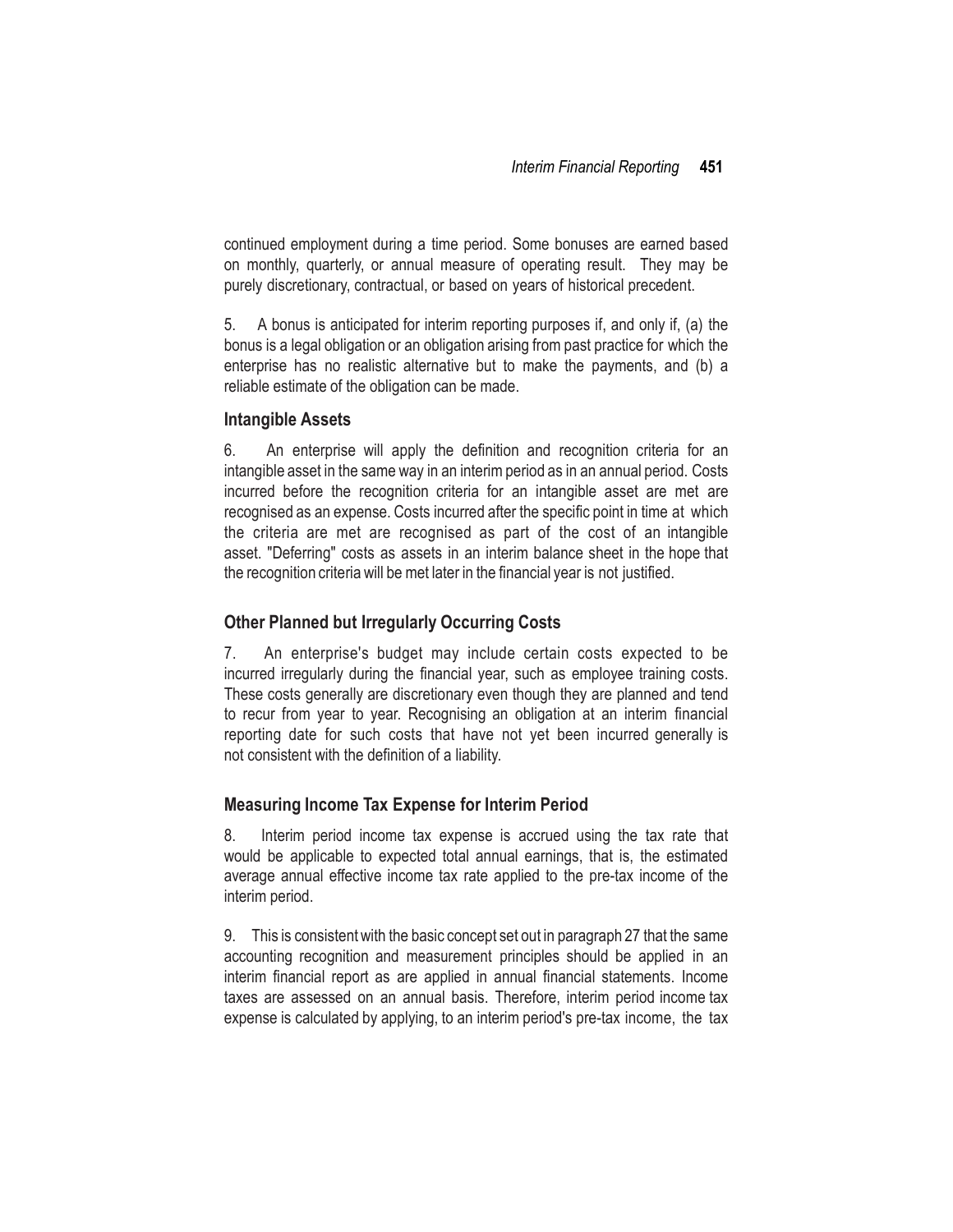continued employment during a time period. Some bonuses are earned based on monthly, quarterly, or annual measure of operating result. They may be purely discretionary, contractual, or based on years of historical precedent.

5. A bonus is anticipated for interim reporting purposes if, and only if, (a) the bonus is a legal obligation or an obligation arising from past practice for which the enterprise has no realistic alternative but to make the payments, and (b) a reliable estimate of the obligation can be made.

### Intangible Assets

6. An enterprise will apply the definition and recognition criteria for an intangible asset in the same way in an interim period as in an annual period. Costs incurred before the recognition criteria for an intangible asset are met are recognised as an expense. Costs incurred after the specific point in time at which the criteria are met are recognised as part of the cost of an intangible asset. "Deferring" costs as assets in an interim balance sheet in the hope that the recognition criteria will be met later in the financial year is not justified.

### Other Planned but Irregularly Occurring Costs

7. An enterprise's budget may include certain costs expected to be incurred irregularly during the financial year, such as employee training costs. These costs generally are discretionary even though they are planned and tend to recur from year to year. Recognising an obligation at an interim financial reporting date for such costs that have not yet been incurred generally is not consistent with the definition of a liability.

### Measuring Income Tax Expense for Interim Period

8. Interim period income tax expense is accrued using the tax rate that would be applicable to expected total annual earnings, that is, the estimated average annual effective income tax rate applied to the pre-tax income of the interim period.

9. This is consistent with the basic concept set out in paragraph 27 that the same accounting recognition and measurement principles should be applied in an interim financial report as are applied in annual financial statements. Income taxes are assessed on an annual basis. Therefore, interim period income tax expense is calculated by applying, to an interim period's pre-tax income, the tax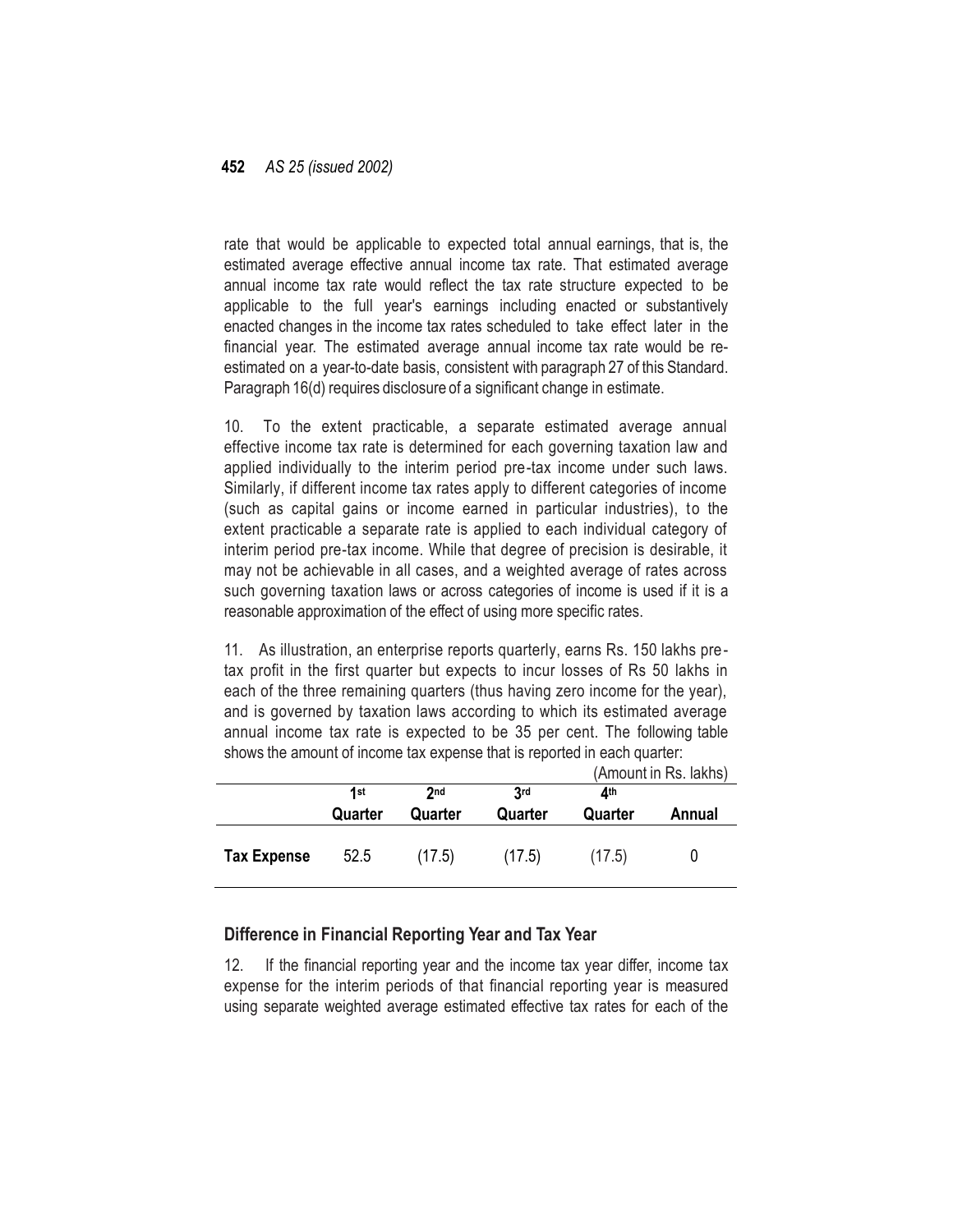rate that would be applicable to expected total annual earnings, that is, the estimated average effective annual income tax rate. That estimated average annual income tax rate would reflect the tax rate structure expected to be applicable to the full year's earnings including enacted or substantively enacted changes in the income tax rates scheduled to take effect later in the financial year. The estimated average annual income tax rate would be re-estimated on a year-to-date basis, consistent with paragraph 27 of this Standard. Paragraph 16(d) requires disclosure of a significant change in estimate.

10. To the extent practicable, a separate estimated average annual effective income tax rate is determined for each governing taxation law and applied individually to the interim period pre-tax income under such laws. Similarly, if different income tax rates apply to different categories of income (such as capital gains or income earned in particular industries), to the extent practicable a separate rate is applied to each individual category of interim period pre-tax income. While that degree of precision is desirable, it may not be achievable in all cases, and a weighted average of rates across such governing taxation laws or across categories of income is used if it is a reasonable approximation of the effect of using more specific rates.

11. As illustration, an enterprise reports quarterly, earns Rs. 150 lakhs pre-tax profit in the first quarter but expects to incur losses of Rs 50 lakhs in each of the three remaining quarters (thus having zero income for the year), and is governed by taxation laws according to which its estimated average annual income tax rate is expected to be 35 per cent. The following table shows the amount of income tax expense that is reported in each quarter:

(Amount in Rs. lakhs)

| | 1st Quarter | 2nd Quarter | 3rd Quarter | 4th Quarter | Annual |
|---|---|---|---|---|---|
| **Tax Expense** | 52.5 | (17.5) | (17.5) | (17.5) | 0 |

## Difference in Financial Reporting Year and Tax Year

12. If the financial reporting year and the income tax year differ, income tax expense for the interim periods of that financial reporting year is measured using separate weighted average estimated effective tax rates for each of the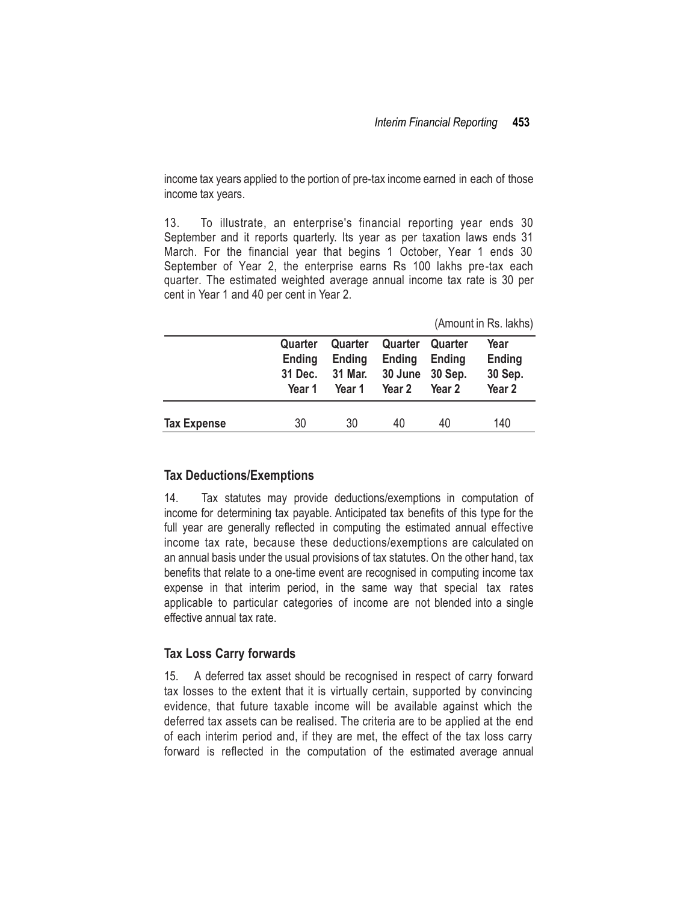income tax years applied to the portion of pre-tax income earned in each of those income tax years.

13. To illustrate, an enterprise's financial reporting year ends 30 September and it reports quarterly. Its year as per taxation laws ends 31 March. For the financial year that begins 1 October, Year 1 ends 30 September of Year 2, the enterprise earns Rs 100 lakhs pre-tax each quarter. The estimated weighted average annual income tax rate is 30 per cent in Year 1 and 40 per cent in Year 2.

(Amount in Rs. lakhs)

| | Quarter Ending 31 Dec. Year 1 | Quarter Ending 31 Mar. Year 1 | Quarter Ending 30 June Year 2 | Quarter Ending 30 Sep. Year 2 | Year Ending 30 Sep. Year 2 |
|---|---|---|---|---|---|
| **Tax Expense** | 30 | 30 | 40 | 40 | 140 |

### Tax Deductions/Exemptions

14. Tax statutes may provide deductions/exemptions in computation of income for determining tax payable. Anticipated tax benefits of this type for the full year are generally reflected in computing the estimated annual effective income tax rate, because these deductions/exemptions are calculated on an annual basis under the usual provisions of tax statutes. On the other hand, tax benefits that relate to a one-time event are recognised in computing income tax expense in that interim period, in the same way that special tax rates applicable to particular categories of income are not blended into a single effective annual tax rate.

### Tax Loss Carry forwards

15. A deferred tax asset should be recognised in respect of carry forward tax losses to the extent that it is virtually certain, supported by convincing evidence, that future taxable income will be available against which the deferred tax assets can be realised. The criteria are to be applied at the end of each interim period and, if they are met, the effect of the tax loss carry forward is reflected in the computation of the estimated average annual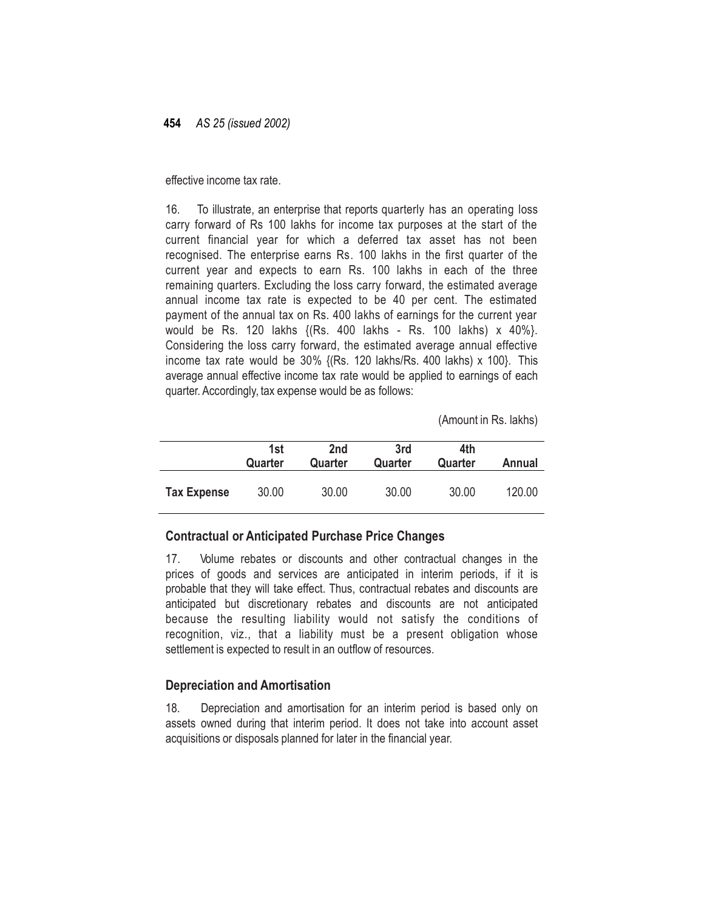effective income tax rate.

16. To illustrate, an enterprise that reports quarterly has an operating loss carry forward of Rs 100 lakhs for income tax purposes at the start of the current financial year for which a deferred tax asset has not been recognised. The enterprise earns Rs. 100 lakhs in the first quarter of the current year and expects to earn Rs. 100 lakhs in each of the three remaining quarters. Excluding the loss carry forward, the estimated average annual income tax rate is expected to be 40 per cent. The estimated payment of the annual tax on Rs. 400 lakhs of earnings for the current year would be Rs. 120 lakhs {(Rs. 400 lakhs - Rs. 100 lakhs) x 40%}. Considering the loss carry forward, the estimated average annual effective income tax rate would be 30% {(Rs. 120 lakhs/Rs. 400 lakhs) x 100}. This average annual effective income tax rate would be applied to earnings of each quarter. Accordingly, tax expense would be as follows:

(Amount in Rs. lakhs)

| | 1st Quarter | 2nd Quarter | 3rd Quarter | 4th Quarter | Annual |
|---|---|---|---|---|---|
| **Tax Expense** | 30.00 | 30.00 | 30.00 | 30.00 | 120.00 |

### Contractual or Anticipated Purchase Price Changes

17. Volume rebates or discounts and other contractual changes in the prices of goods and services are anticipated in interim periods, if it is probable that they will take effect. Thus, contractual rebates and discounts are anticipated but discretionary rebates and discounts are not anticipated because the resulting liability would not satisfy the conditions of recognition, viz., that a liability must be a present obligation whose settlement is expected to result in an outflow of resources.

### Depreciation and Amortisation

18. Depreciation and amortisation for an interim period is based only on assets owned during that interim period. It does not take into account asset acquisitions or disposals planned for later in the financial year.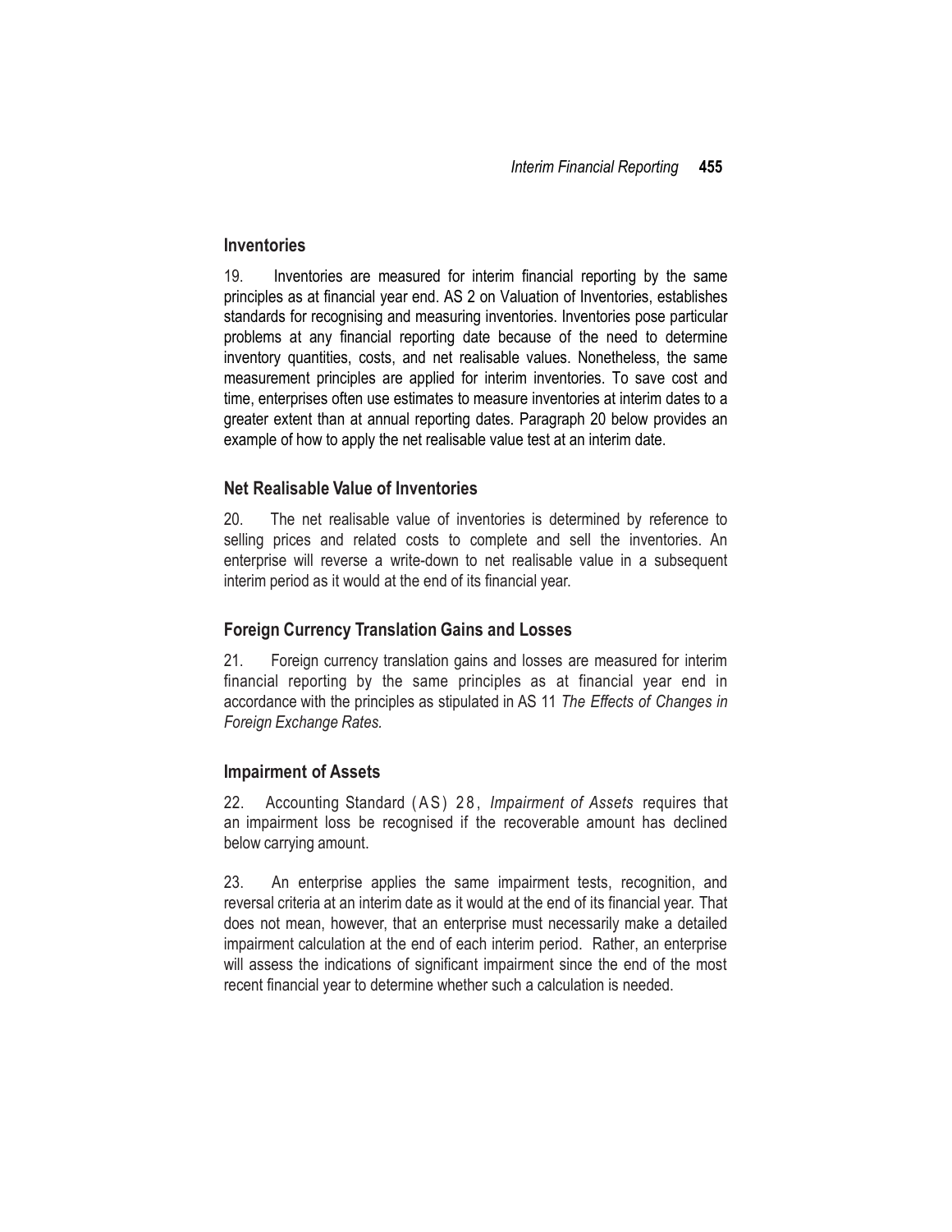### Inventories

19. Inventories are measured for interim financial reporting by the same principles as at financial year end. AS 2 on Valuation of Inventories, establishes standards for recognising and measuring inventories. Inventories pose particular problems at any financial reporting date because of the need to determine inventory quantities, costs, and net realisable values. Nonetheless, the same measurement principles are applied for interim inventories. To save cost and time, enterprises often use estimates to measure inventories at interim dates to a greater extent than at annual reporting dates. Paragraph 20 below provides an example of how to apply the net realisable value test at an interim date.

### Net Realisable Value of Inventories

20. The net realisable value of inventories is determined by reference to selling prices and related costs to complete and sell the inventories. An enterprise will reverse a write-down to net realisable value in a subsequent interim period as it would at the end of its financial year.

### Foreign Currency Translation Gains and Losses

21. Foreign currency translation gains and losses are measured for interim financial reporting by the same principles as at financial year end in accordance with the principles as stipulated in AS 11 *The Effects of Changes in Foreign Exchange Rates.*

### Impairment of Assets

22. Accounting Standard (AS) 28, *Impairment of Assets* requires that an impairment loss be recognised if the recoverable amount has declined below carrying amount.

23. An enterprise applies the same impairment tests, recognition, and reversal criteria at an interim date as it would at the end of its financial year. That does not mean, however, that an enterprise must necessarily make a detailed impairment calculation at the end of each interim period. Rather, an enterprise will assess the indications of significant impairment since the end of the most recent financial year to determine whether such a calculation is needed.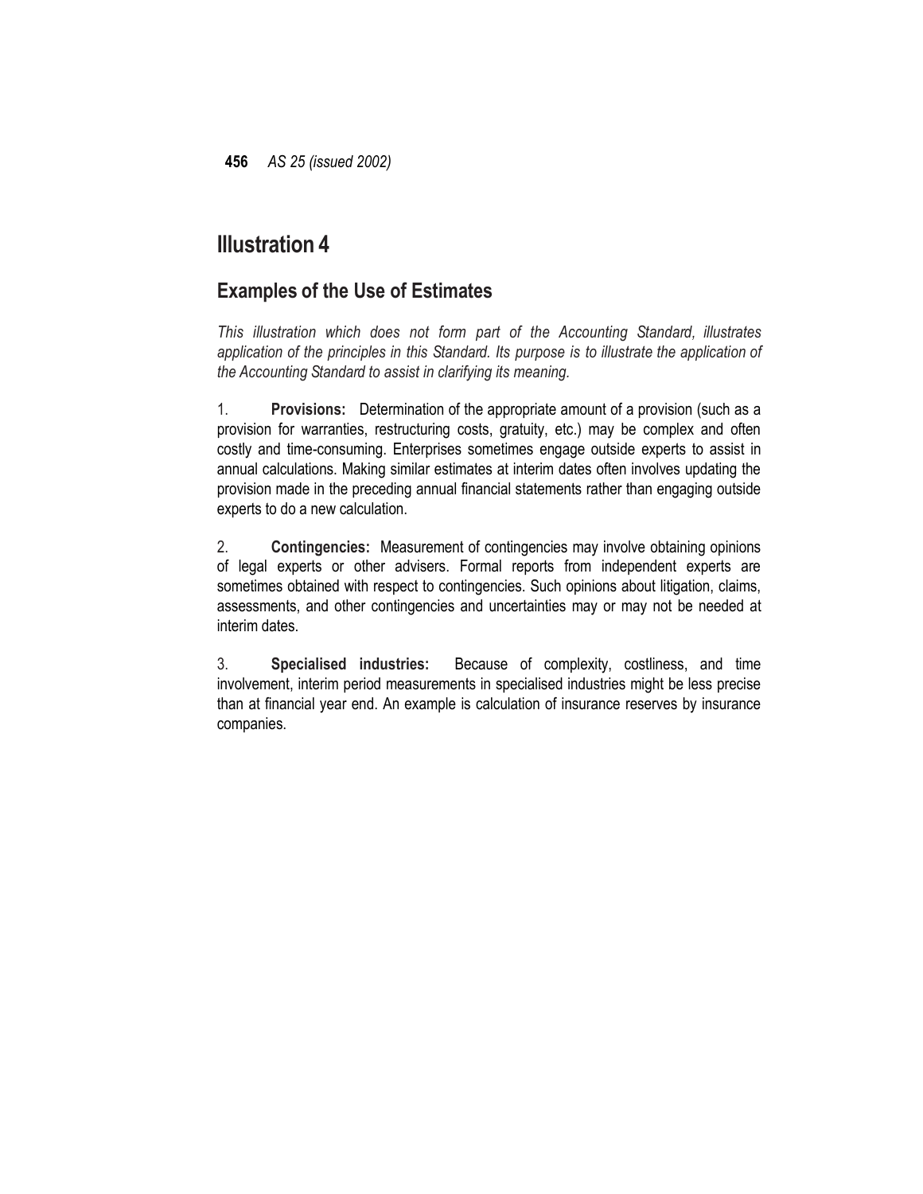## Illustration 4

### Examples of the Use of Estimates

*This illustration which does not form part of the Accounting Standard, illustrates application of the principles in this Standard. Its purpose is to illustrate the application of the Accounting Standard to assist in clarifying its meaning.*

1. **Provisions:** Determination of the appropriate amount of a provision (such as a provision for warranties, restructuring costs, gratuity, etc.) may be complex and often costly and time-consuming. Enterprises sometimes engage outside experts to assist in annual calculations. Making similar estimates at interim dates often involves updating the provision made in the preceding annual financial statements rather than engaging outside experts to do a new calculation.

2. **Contingencies:** Measurement of contingencies may involve obtaining opinions of legal experts or other advisers. Formal reports from independent experts are sometimes obtained with respect to contingencies. Such opinions about litigation, claims, assessments, and other contingencies and uncertainties may or may not be needed at interim dates.

3. **Specialised industries:** Because of complexity, costliness, and time involvement, interim period measurements in specialised industries might be less precise than at financial year end. An example is calculation of insurance reserves by insurance companies.